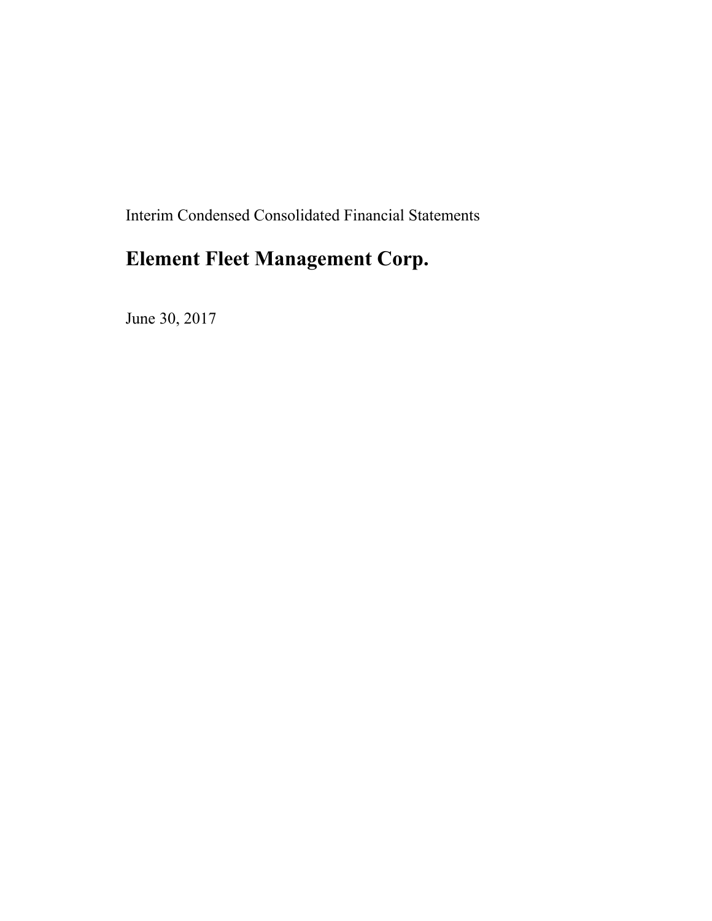Interim Condensed Consolidated Financial Statements

# Element Fleet Management Corp.

June 30, 2017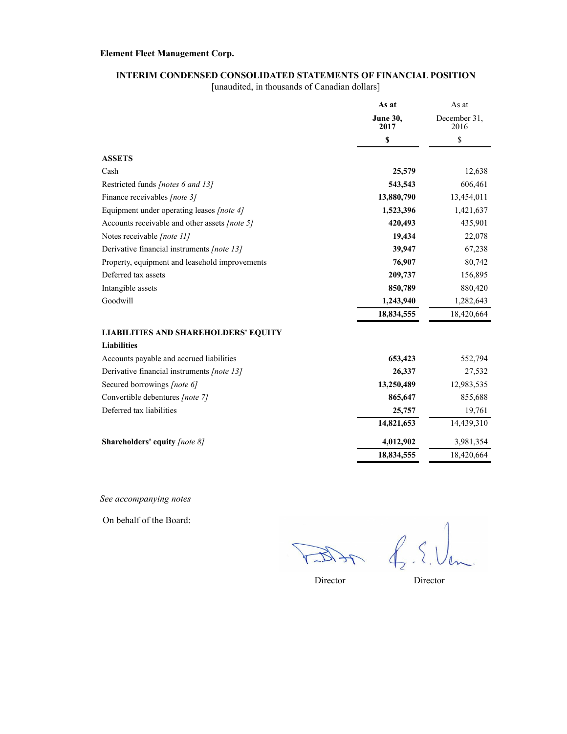**Element Fleet Management Corp.**

**INTERIM CONDENSED CONSOLIDATED STATEMENTS OF FINANCIAL POSITION**

[unaudited, in thousands of Canadian dollars]

| | **As at June 30, 2017** | As at December 31, 2016 |
|---|---|---|
| | **$** | $ |
| **ASSETS** | | |
| Cash | **25,579** | 12,638 |
| Restricted funds *[notes 6 and 13]* | **543,543** | 606,461 |
| Finance receivables *[note 3]* | **13,880,790** | 13,454,011 |
| Equipment under operating leases *[note 4]* | **1,523,396** | 1,421,637 |
| Accounts receivable and other assets *[note 5]* | **420,493** | 435,901 |
| Notes receivable *[note 11]* | **19,434** | 22,078 |
| Derivative financial instruments *[note 13]* | **39,947** | 67,238 |
| Property, equipment and leasehold improvements | **76,907** | 80,742 |
| Deferred tax assets | **209,737** | 156,895 |
| Intangible assets | **850,789** | 880,420 |
| Goodwill | **1,243,940** | 1,282,643 |
| | **18,834,555** | 18,420,664 |
| **LIABILITIES AND SHAREHOLDERS' EQUITY** | | |
| **Liabilities** | | |
| Accounts payable and accrued liabilities | **653,423** | 552,794 |
| Derivative financial instruments *[note 13]* | **26,337** | 27,532 |
| Secured borrowings *[note 6]* | **13,250,489** | 12,983,535 |
| Convertible debentures *[note 7]* | **865,647** | 855,688 |
| Deferred tax liabilities | **25,757** | 19,761 |
| | **14,821,653** | 14,439,310 |
| **Shareholders' equity** *[note 8]* | **4,012,902** | 3,981,354 |
| | **18,834,555** | 18,420,664 |

*See accompanying notes*

On behalf of the Board:

Director

Director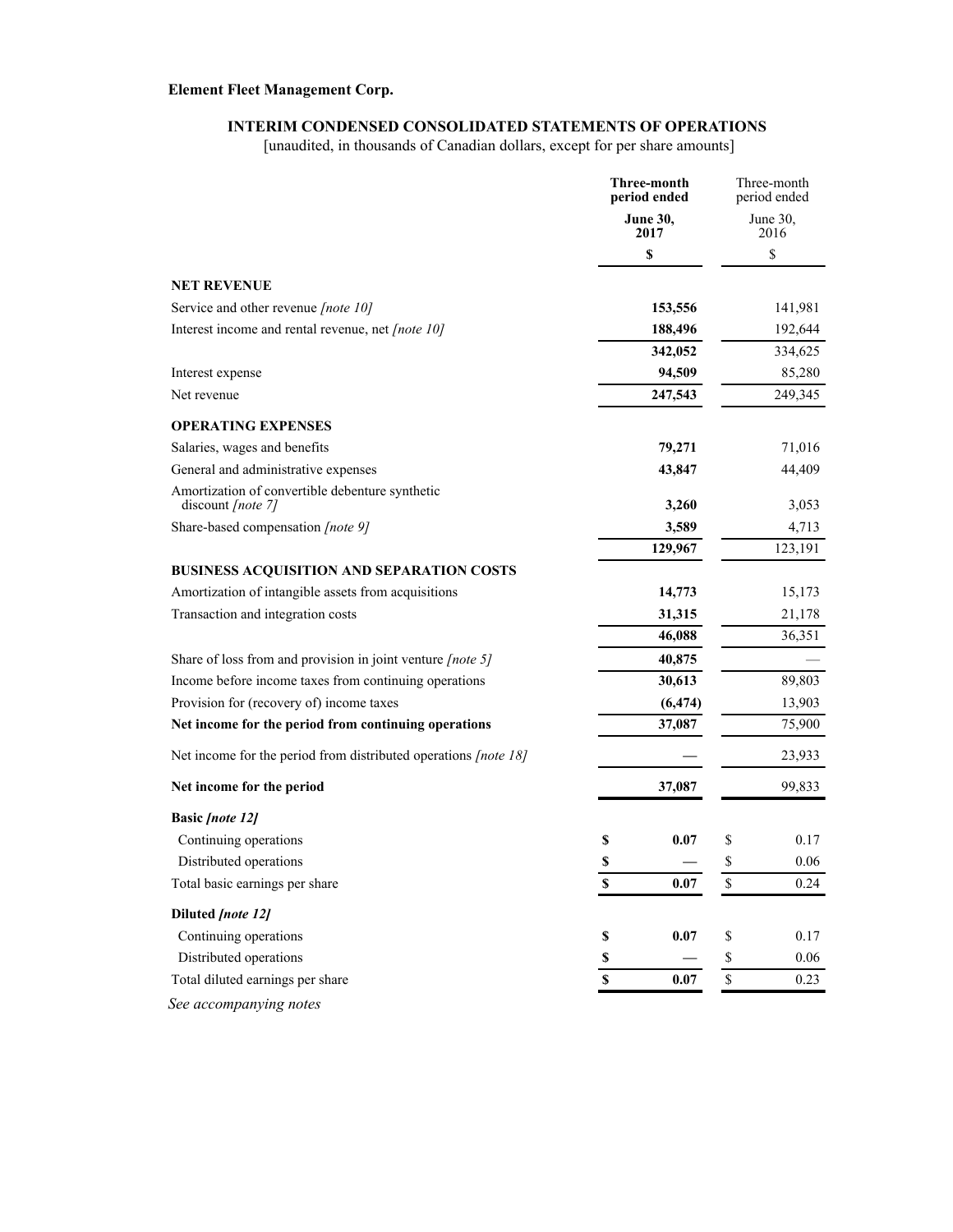**Element Fleet Management Corp.**

**INTERIM CONDENSED CONSOLIDATED STATEMENTS OF OPERATIONS**

[unaudited, in thousands of Canadian dollars, except for per share amounts]

| | **Three-month period ended June 30, 2017** | Three-month period ended June 30, 2016 |
|---|---|---|
| | **$** | $ |
| **NET REVENUE** | | |
| Service and other revenue *[note 10]* | **153,556** | 141,981 |
| Interest income and rental revenue, net *[note 10]* | **188,496** | 192,644 |
| | **342,052** | 334,625 |
| Interest expense | **94,509** | 85,280 |
| Net revenue | **247,543** | 249,345 |
| **OPERATING EXPENSES** | | |
| Salaries, wages and benefits | **79,271** | 71,016 |
| General and administrative expenses | **43,847** | 44,409 |
| Amortization of convertible debenture synthetic discount *[note 7]* | **3,260** | 3,053 |
| Share-based compensation *[note 9]* | **3,589** | 4,713 |
| | **129,967** | 123,191 |
| **BUSINESS ACQUISITION AND SEPARATION COSTS** | | |
| Amortization of intangible assets from acquisitions | **14,773** | 15,173 |
| Transaction and integration costs | **31,315** | 21,178 |
| | **46,088** | 36,351 |
| Share of loss from and provision in joint venture *[note 5]* | **40,875** | — |
| Income before income taxes from continuing operations | **30,613** | 89,803 |
| Provision for (recovery of) income taxes | **(6,474)** | 13,903 |
| **Net income for the period from continuing operations** | **37,087** | 75,900 |
| Net income for the period from distributed operations *[note 18]* | **—** | 23,933 |
| **Net income for the period** | **37,087** | 99,833 |
| **Basic *[note 12]*** | | |
| Continuing operations | **$ 0.07** | $ 0.17 |
| Distributed operations | **$ —** | $ 0.06 |
| Total basic earnings per share | **$ 0.07** | $ 0.24 |
| **Diluted *[note 12]*** | | |
| Continuing operations | **$ 0.07** | $ 0.17 |
| Distributed operations | **$ —** | $ 0.06 |
| Total diluted earnings per share | **$ 0.07** | $ 0.23 |

*See accompanying notes*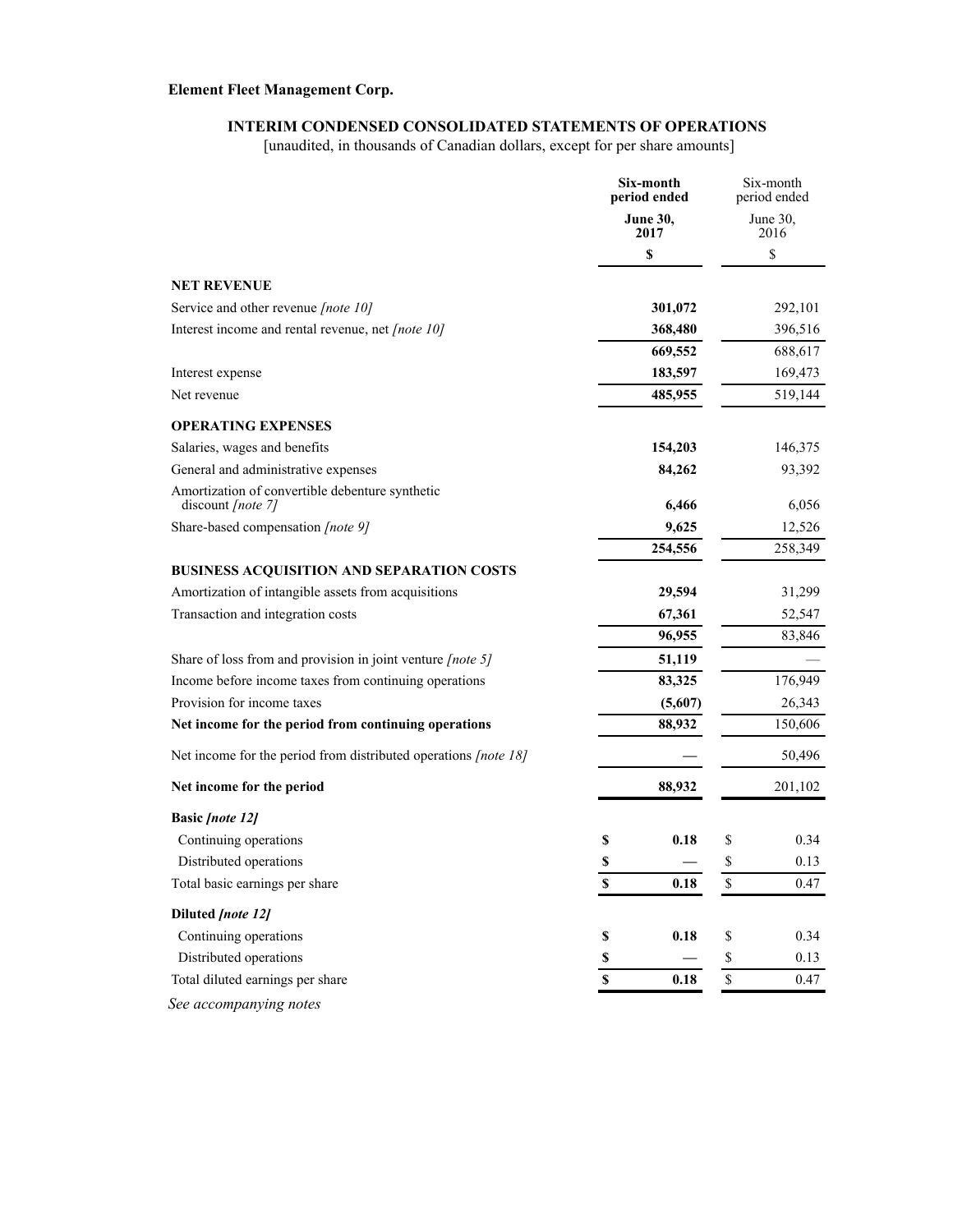**Element Fleet Management Corp.**

## INTERIM CONDENSED CONSOLIDATED STATEMENTS OF OPERATIONS

[unaudited, in thousands of Canadian dollars, except for per share amounts]

| | **Six-month period ended June 30, 2017** | Six-month period ended June 30, 2016 |
|---|---|---|
| | **$** | $ |
| **NET REVENUE** | | |
| Service and other revenue *[note 10]* | **301,072** | 292,101 |
| Interest income and rental revenue, net *[note 10]* | **368,480** | 396,516 |
| | **669,552** | 688,617 |
| Interest expense | **183,597** | 169,473 |
| Net revenue | **485,955** | 519,144 |
| **OPERATING EXPENSES** | | |
| Salaries, wages and benefits | **154,203** | 146,375 |
| General and administrative expenses | **84,262** | 93,392 |
| Amortization of convertible debenture synthetic discount *[note 7]* | **6,466** | 6,056 |
| Share-based compensation *[note 9]* | **9,625** | 12,526 |
| | **254,556** | 258,349 |
| **BUSINESS ACQUISITION AND SEPARATION COSTS** | | |
| Amortization of intangible assets from acquisitions | **29,594** | 31,299 |
| Transaction and integration costs | **67,361** | 52,547 |
| | **96,955** | 83,846 |
| Share of loss from and provision in joint venture *[note 5]* | **51,119** | — |
| Income before income taxes from continuing operations | **83,325** | 176,949 |
| Provision for income taxes | **(5,607)** | 26,343 |
| **Net income for the period from continuing operations** | **88,932** | 150,606 |
| Net income for the period from distributed operations *[note 18]* | **—** | 50,496 |
| **Net income for the period** | **88,932** | 201,102 |
| **Basic *[note 12]*** | | |
| Continuing operations | **$ 0.18** | $ 0.34 |
| Distributed operations | **$ —** | $ 0.13 |
| Total basic earnings per share | **$ 0.18** | $ 0.47 |
| **Diluted *[note 12]*** | | |
| Continuing operations | **$ 0.18** | $ 0.34 |
| Distributed operations | **$ —** | $ 0.13 |
| Total diluted earnings per share | **$ 0.18** | $ 0.47 |

*See accompanying notes*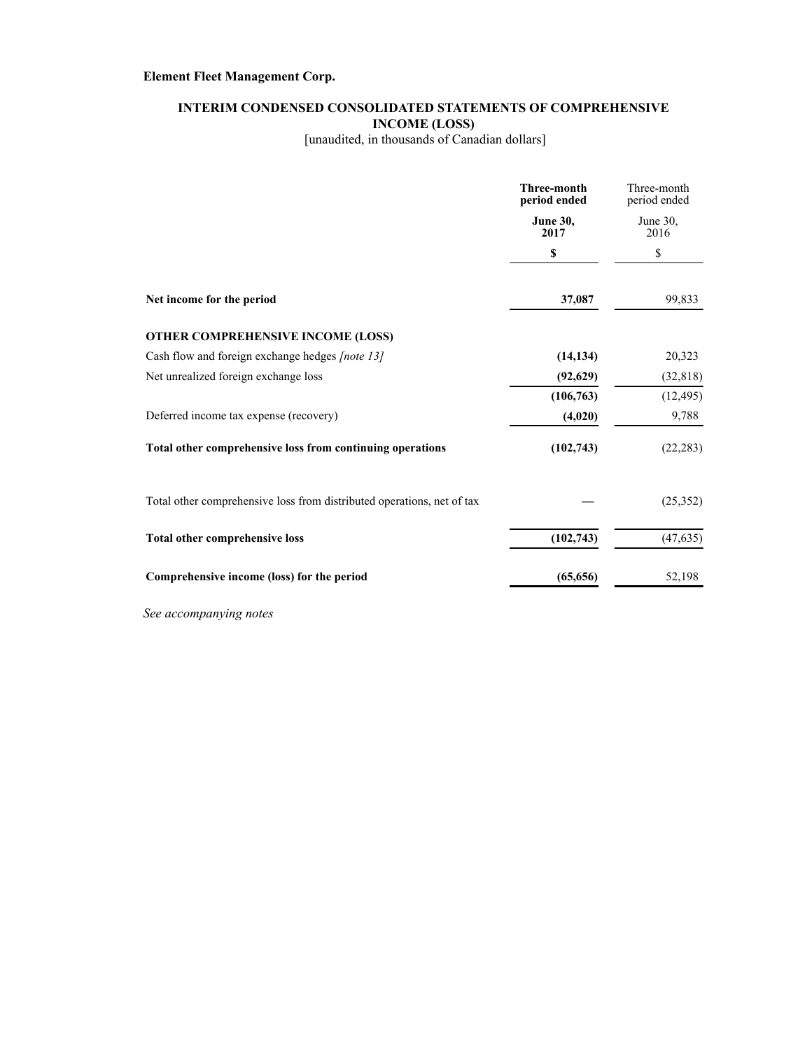**Element Fleet Management Corp.**

## INTERIM CONDENSED CONSOLIDATED STATEMENTS OF COMPREHENSIVE INCOME (LOSS)

[unaudited, in thousands of Canadian dollars]

| | **Three-month period ended June 30, 2017** | Three-month period ended June 30, 2016 |
|---|---|---|
| | **$** | $ |
| **Net income for the period** | **37,087** | 99,833 |
| **OTHER COMPREHENSIVE INCOME (LOSS)** | | |
| Cash flow and foreign exchange hedges *[note 13]* | **(14,134)** | 20,323 |
| Net unrealized foreign exchange loss | **(92,629)** | (32,818) |
| | **(106,763)** | (12,495) |
| Deferred income tax expense (recovery) | **(4,020)** | 9,788 |
| **Total other comprehensive loss from continuing operations** | **(102,743)** | (22,283) |
| Total other comprehensive loss from distributed operations, net of tax | **—** | (25,352) |
| **Total other comprehensive loss** | **(102,743)** | (47,635) |
| **Comprehensive income (loss) for the period** | **(65,656)** | 52,198 |

*See accompanying notes*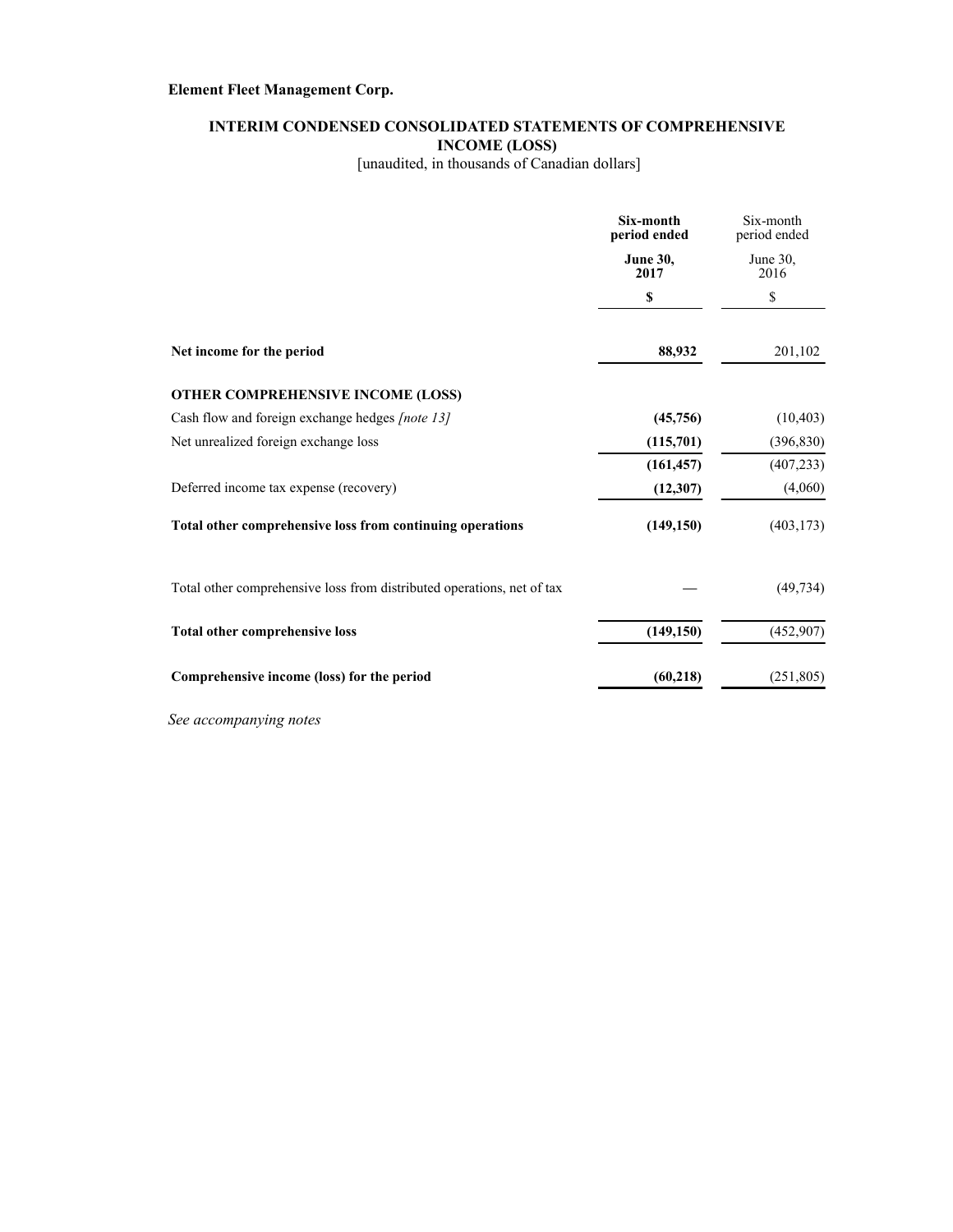**Element Fleet Management Corp.**

## INTERIM CONDENSED CONSOLIDATED STATEMENTS OF COMPREHENSIVE INCOME (LOSS)

[unaudited, in thousands of Canadian dollars]

| | **Six-month period ended June 30, 2017** | Six-month period ended June 30, 2016 |
|---|---|---|
| | **$** | $ |
| **Net income for the period** | **88,932** | 201,102 |
| **OTHER COMPREHENSIVE INCOME (LOSS)** | | |
| Cash flow and foreign exchange hedges *[note 13]* | **(45,756)** | (10,403) |
| Net unrealized foreign exchange loss | **(115,701)** | (396,830) |
| | **(161,457)** | (407,233) |
| Deferred income tax expense (recovery) | **(12,307)** | (4,060) |
| **Total other comprehensive loss from continuing operations** | **(149,150)** | (403,173) |
| Total other comprehensive loss from distributed operations, net of tax | — | (49,734) |
| **Total other comprehensive loss** | **(149,150)** | (452,907) |
| **Comprehensive income (loss) for the period** | **(60,218)** | (251,805) |

*See accompanying notes*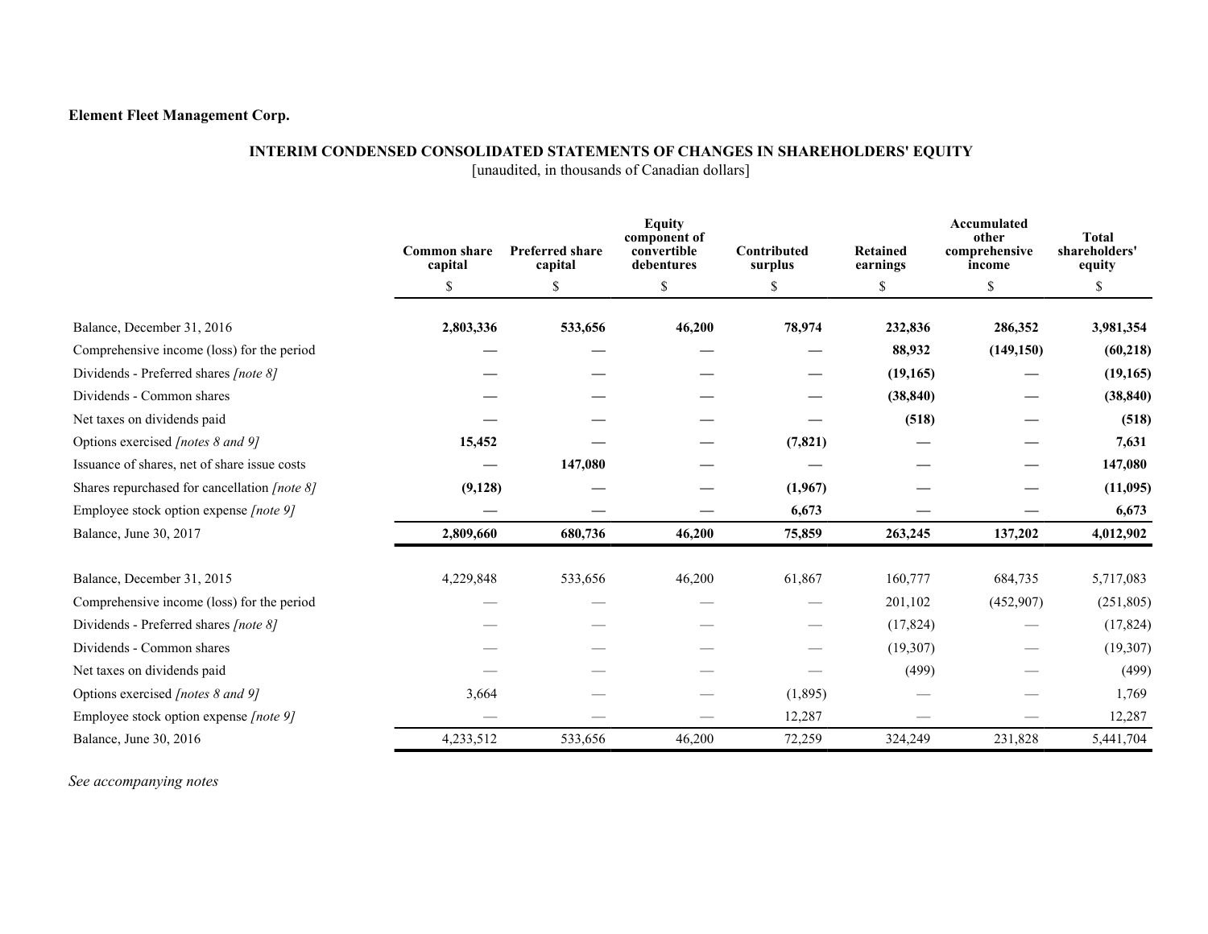**Element Fleet Management Corp.**

## INTERIM CONDENSED CONSOLIDATED STATEMENTS OF CHANGES IN SHAREHOLDERS' EQUITY

[unaudited, in thousands of Canadian dollars]

| | Common share capital | Preferred share capital | Equity component of convertible debentures | Contributed surplus | Retained earnings | Accumulated other comprehensive income | Total shareholders' equity |
|---|---|---|---|---|---|---|---|
| | $ | $ | $ | $ | $ | $ | $ |
| Balance, December 31, 2016 | **2,803,336** | **533,656** | **46,200** | **78,974** | **232,836** | **286,352** | **3,981,354** |
| Comprehensive income (loss) for the period | **—** | **—** | **—** | **—** | **88,932** | **(149,150)** | **(60,218)** |
| Dividends - Preferred shares *[note 8]* | **—** | **—** | **—** | **—** | **(19,165)** | **—** | **(19,165)** |
| Dividends - Common shares | **—** | **—** | **—** | **—** | **(38,840)** | **—** | **(38,840)** |
| Net taxes on dividends paid | **—** | **—** | **—** | **—** | **(518)** | **—** | **(518)** |
| Options exercised *[notes 8 and 9]* | **15,452** | **—** | **—** | **(7,821)** | **—** | **—** | **7,631** |
| Issuance of shares, net of share issue costs | **—** | **147,080** | **—** | **—** | **—** | **—** | **147,080** |
| Shares repurchased for cancellation *[note 8]* | **(9,128)** | **—** | **—** | **(1,967)** | **—** | **—** | **(11,095)** |
| Employee stock option expense *[note 9]* | **—** | **—** | **—** | **6,673** | **—** | **—** | **6,673** |
| Balance, June 30, 2017 | **2,809,660** | **680,736** | **46,200** | **75,859** | **263,245** | **137,202** | **4,012,902** |
| | | | | | | | |
| Balance, December 31, 2015 | 4,229,848 | 533,656 | 46,200 | 61,867 | 160,777 | 684,735 | 5,717,083 |
| Comprehensive income (loss) for the period | — | — | — | — | 201,102 | (452,907) | (251,805) |
| Dividends - Preferred shares *[note 8]* | — | — | — | — | (17,824) | — | (17,824) |
| Dividends - Common shares | — | — | — | — | (19,307) | — | (19,307) |
| Net taxes on dividends paid | — | — | — | — | (499) | — | (499) |
| Options exercised *[notes 8 and 9]* | 3,664 | — | — | (1,895) | — | — | 1,769 |
| Employee stock option expense *[note 9]* | — | — | — | 12,287 | — | — | 12,287 |
| Balance, June 30, 2016 | 4,233,512 | 533,656 | 46,200 | 72,259 | 324,249 | 231,828 | 5,441,704 |

*See accompanying notes*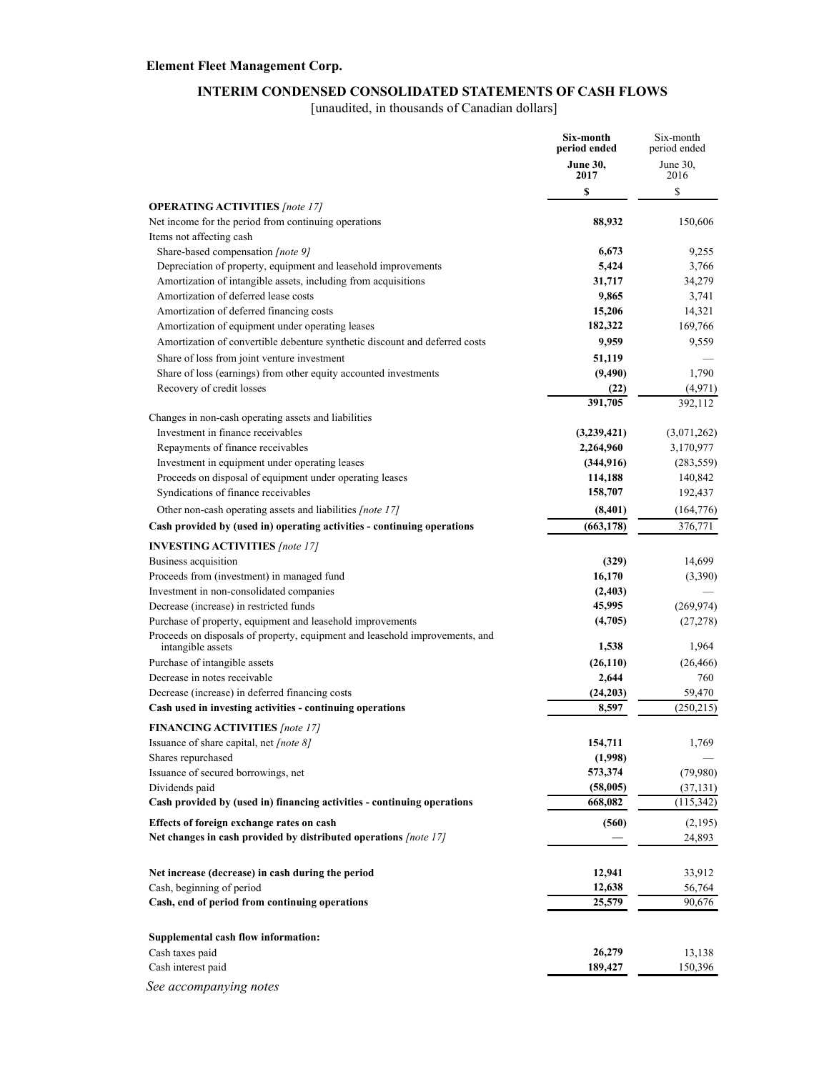**Element Fleet Management Corp.**

## INTERIM CONDENSED CONSOLIDATED STATEMENTS OF CASH FLOWS

[unaudited, in thousands of Canadian dollars]

| | **Six-month period ended June 30, 2017** | Six-month period ended June 30, 2016 |
|---|---|---|
| | **$** | $ |
| **OPERATING ACTIVITIES** *[note 17]* | | |
| Net income for the period from continuing operations | **88,932** | 150,606 |
| Items not affecting cash | | |
| Share-based compensation *[note 9]* | **6,673** | 9,255 |
| Depreciation of property, equipment and leasehold improvements | **5,424** | 3,766 |
| Amortization of intangible assets, including from acquisitions | **31,717** | 34,279 |
| Amortization of deferred lease costs | **9,865** | 3,741 |
| Amortization of deferred financing costs | **15,206** | 14,321 |
| Amortization of equipment under operating leases | **182,322** | 169,766 |
| Amortization of convertible debenture synthetic discount and deferred costs | **9,959** | 9,559 |
| Share of loss from joint venture investment | **51,119** | — |
| Share of loss (earnings) from other equity accounted investments | **(9,490)** | 1,790 |
| Recovery of credit losses | **(22)** | (4,971) |
| | **391,705** | 392,112 |
| Changes in non-cash operating assets and liabilities | | |
| Investment in finance receivables | **(3,239,421)** | (3,071,262) |
| Repayments of finance receivables | **2,264,960** | 3,170,977 |
| Investment in equipment under operating leases | **(344,916)** | (283,559) |
| Proceeds on disposal of equipment under operating leases | **114,188** | 140,842 |
| Syndications of finance receivables | **158,707** | 192,437 |
| Other non-cash operating assets and liabilities *[note 17]* | **(8,401)** | (164,776) |
| **Cash provided by (used in) operating activities - continuing operations** | **(663,178)** | 376,771 |
| **INVESTING ACTIVITIES** *[note 17]* | | |
| Business acquisition | **(329)** | 14,699 |
| Proceeds from (investment) in managed fund | **16,170** | (3,390) |
| Investment in non-consolidated companies | **(2,403)** | — |
| Decrease (increase) in restricted funds | **45,995** | (269,974) |
| Purchase of property, equipment and leasehold improvements | **(4,705)** | (27,278) |
| Proceeds on disposals of property, equipment and leasehold improvements, and intangible assets | **1,538** | 1,964 |
| Purchase of intangible assets | **(26,110)** | (26,466) |
| Decrease in notes receivable | **2,644** | 760 |
| Decrease (increase) in deferred financing costs | **(24,203)** | 59,470 |
| **Cash used in investing activities - continuing operations** | **8,597** | (250,215) |
| **FINANCING ACTIVITIES** *[note 17]* | | |
| Issuance of share capital, net *[note 8]* | **154,711** | 1,769 |
| Shares repurchased | **(1,998)** | — |
| Issuance of secured borrowings, net | **573,374** | (79,980) |
| Dividends paid | **(58,005)** | (37,131) |
| **Cash provided by (used in) financing activities - continuing operations** | **668,082** | (115,342) |
| **Effects of foreign exchange rates on cash** | **(560)** | (2,195) |
| **Net changes in cash provided by distributed operations** *[note 17]* | **—** | 24,893 |
| **Net increase (decrease) in cash during the period** | **12,941** | 33,912 |
| Cash, beginning of period | **12,638** | 56,764 |
| **Cash, end of period from continuing operations** | **25,579** | 90,676 |
| **Supplemental cash flow information:** | | |
| Cash taxes paid | **26,279** | 13,138 |
| Cash interest paid | **189,427** | 150,396 |

*See accompanying notes*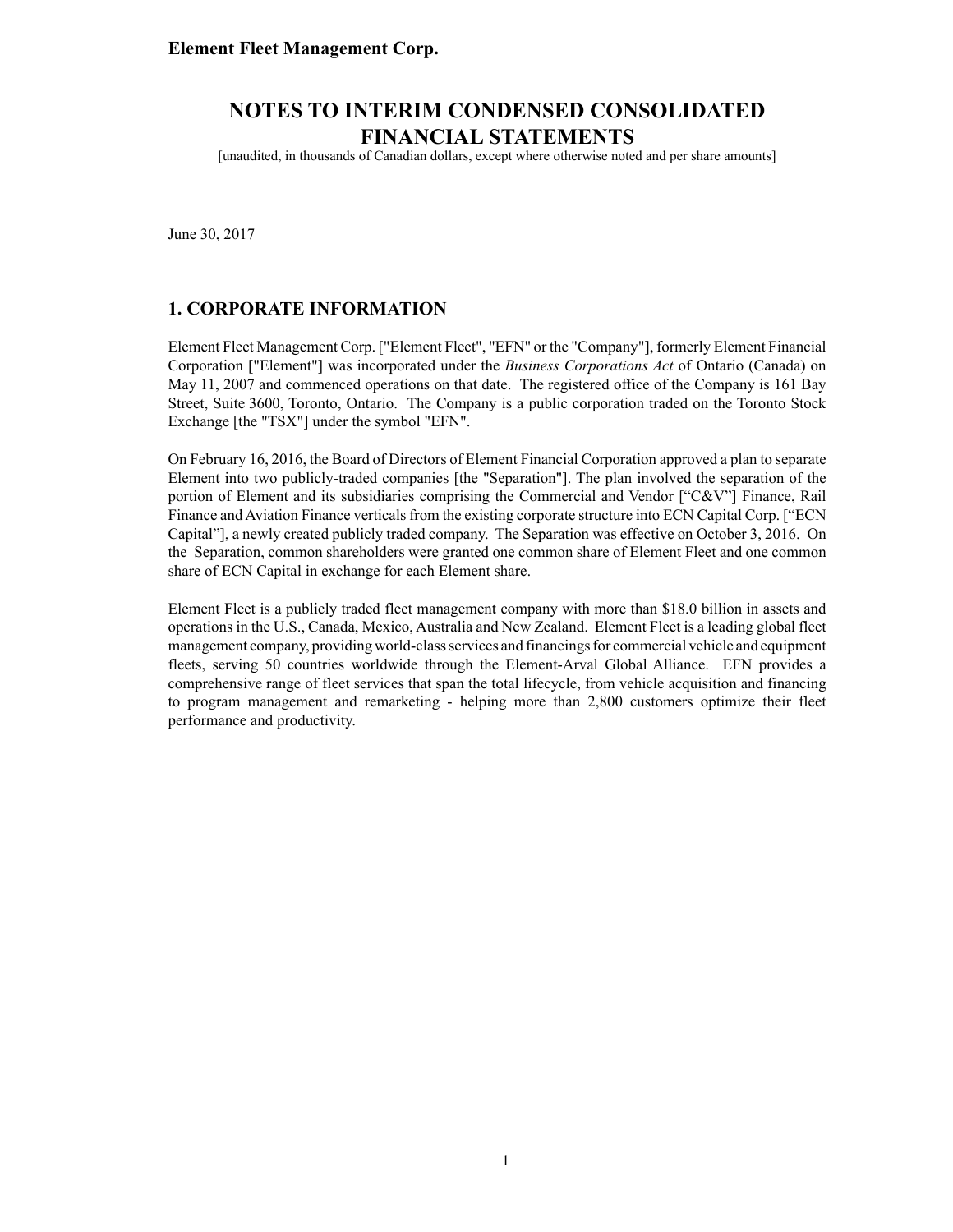# NOTES TO INTERIM CONDENSED CONSOLIDATED FINANCIAL STATEMENTS

[unaudited, in thousands of Canadian dollars, except where otherwise noted and per share amounts]

June 30, 2017

## 1. CORPORATE INFORMATION

Element Fleet Management Corp. ["Element Fleet", "EFN" or the "Company"], formerly Element Financial Corporation ["Element"] was incorporated under the *Business Corporations Act* of Ontario (Canada) on May 11, 2007 and commenced operations on that date. The registered office of the Company is 161 Bay Street, Suite 3600, Toronto, Ontario. The Company is a public corporation traded on the Toronto Stock Exchange [the "TSX"] under the symbol "EFN".

On February 16, 2016, the Board of Directors of Element Financial Corporation approved a plan to separate Element into two publicly-traded companies [the "Separation"]. The plan involved the separation of the portion of Element and its subsidiaries comprising the Commercial and Vendor ["C&V"] Finance, Rail Finance and Aviation Finance verticals from the existing corporate structure into ECN Capital Corp. ["ECN Capital"], a newly created publicly traded company. The Separation was effective on October 3, 2016. On the Separation, common shareholders were granted one common share of Element Fleet and one common share of ECN Capital in exchange for each Element share.

Element Fleet is a publicly traded fleet management company with more than $18.0 billion in assets and operations in the U.S., Canada, Mexico, Australia and New Zealand. Element Fleet is a leading global fleet management company, providing world-class services and financings for commercial vehicle and equipment fleets, serving 50 countries worldwide through the Element-Arval Global Alliance. EFN provides a comprehensive range of fleet services that span the total lifecycle, from vehicle acquisition and financing to program management and remarketing - helping more than 2,800 customers optimize their fleet performance and productivity.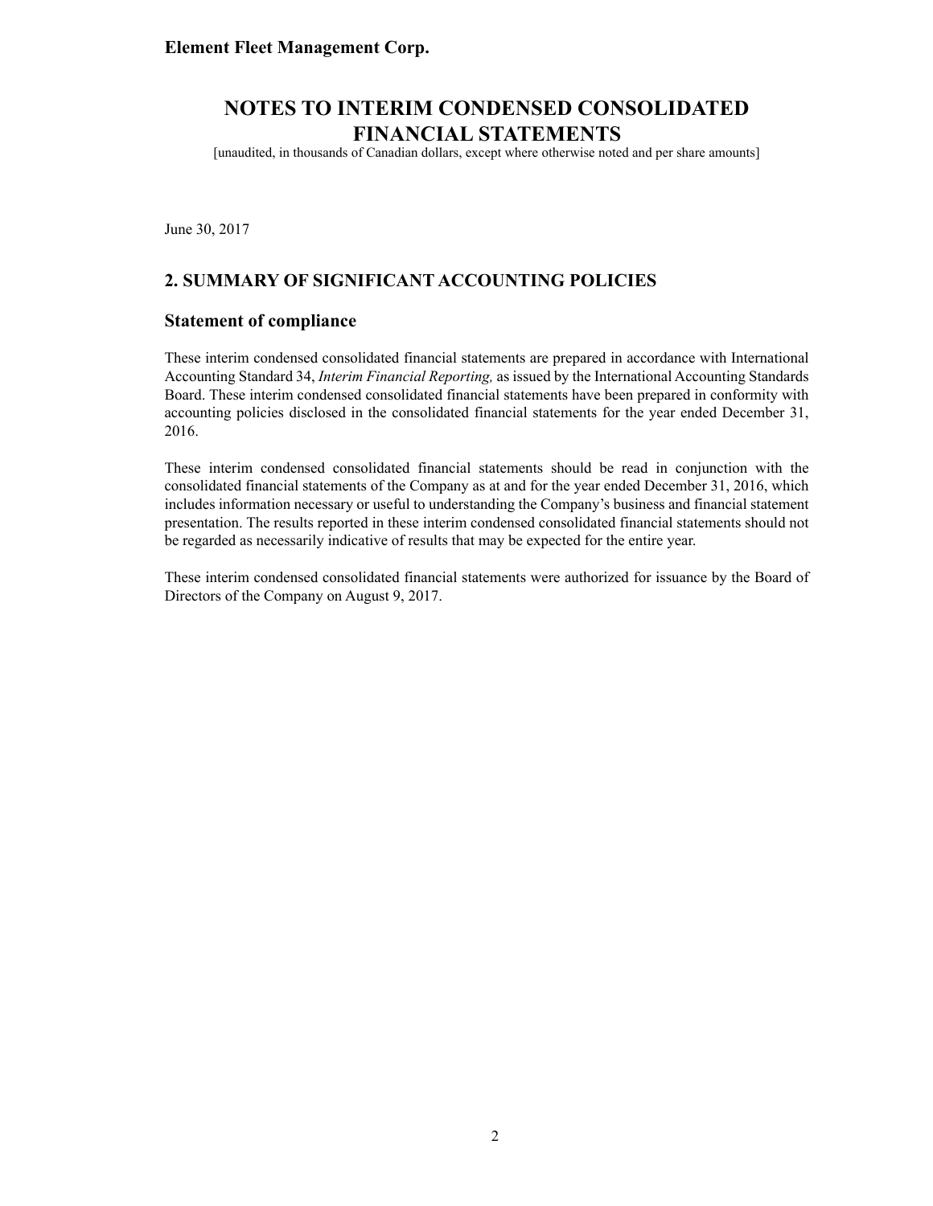June 30, 2017

## 2. SUMMARY OF SIGNIFICANT ACCOUNTING POLICIES

### Statement of compliance

These interim condensed consolidated financial statements are prepared in accordance with International Accounting Standard 34, *Interim Financial Reporting,* as issued by the International Accounting Standards Board. These interim condensed consolidated financial statements have been prepared in conformity with accounting policies disclosed in the consolidated financial statements for the year ended December 31, 2016.

These interim condensed consolidated financial statements should be read in conjunction with the consolidated financial statements of the Company as at and for the year ended December 31, 2016, which includes information necessary or useful to understanding the Company's business and financial statement presentation. The results reported in these interim condensed consolidated financial statements should not be regarded as necessarily indicative of results that may be expected for the entire year.

These interim condensed consolidated financial statements were authorized for issuance by the Board of Directors of the Company on August 9, 2017.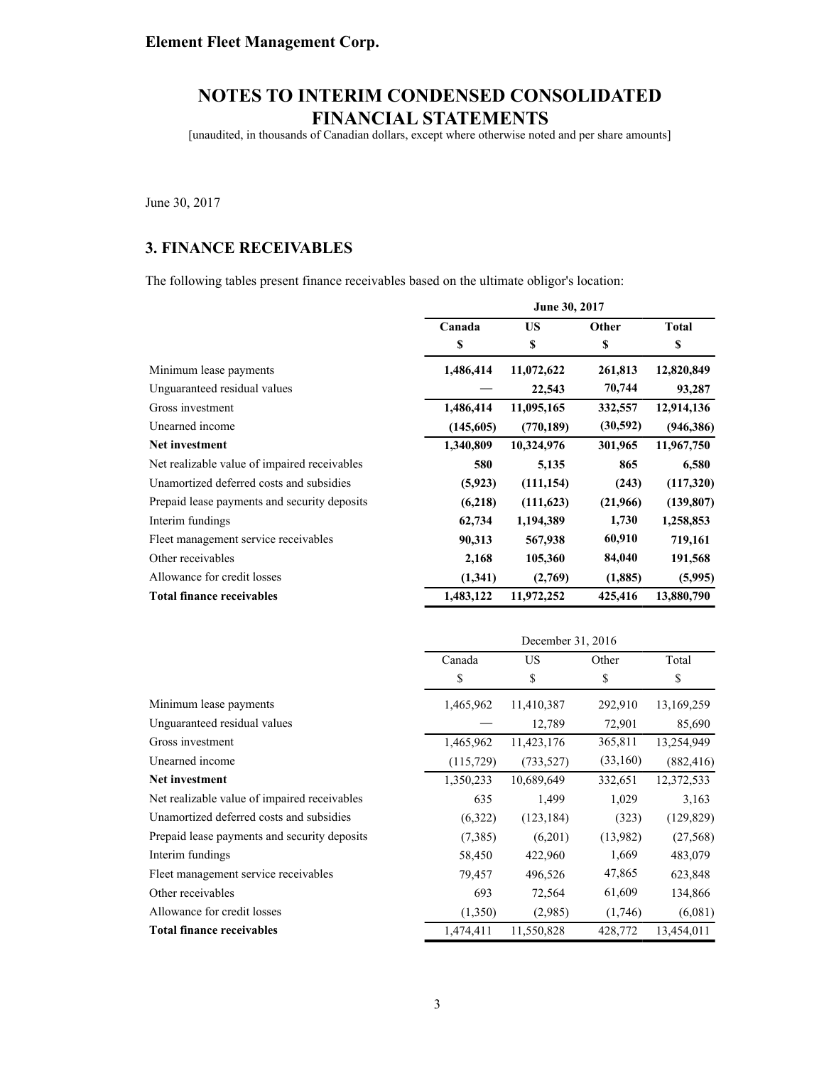Element Fleet Management Corp.

# NOTES TO INTERIM CONDENSED CONSOLIDATED FINANCIAL STATEMENTS

[unaudited, in thousands of Canadian dollars, except where otherwise noted and per share amounts]

June 30, 2017

## 3. FINANCE RECEIVABLES

The following tables present finance receivables based on the ultimate obligor's location:

| | **June 30, 2017** | | | |
|---|---|---|---|---|
| | **Canada** | **US** | **Other** | **Total** |
| | **$** | **$** | **$** | **$** |
| Minimum lease payments | **1,486,414** | **11,072,622** | **261,813** | **12,820,849** |
| Unguaranteed residual values | **—** | **22,543** | **70,744** | **93,287** |
| Gross investment | **1,486,414** | **11,095,165** | **332,557** | **12,914,136** |
| Unearned income | **(145,605)** | **(770,189)** | **(30,592)** | **(946,386)** |
| **Net investment** | **1,340,809** | **10,324,976** | **301,965** | **11,967,750** |
| Net realizable value of impaired receivables | **580** | **5,135** | **865** | **6,580** |
| Unamortized deferred costs and subsidies | **(5,923)** | **(111,154)** | **(243)** | **(117,320)** |
| Prepaid lease payments and security deposits | **(6,218)** | **(111,623)** | **(21,966)** | **(139,807)** |
| Interim fundings | **62,734** | **1,194,389** | **1,730** | **1,258,853** |
| Fleet management service receivables | **90,313** | **567,938** | **60,910** | **719,161** |
| Other receivables | **2,168** | **105,360** | **84,040** | **191,568** |
| Allowance for credit losses | **(1,341)** | **(2,769)** | **(1,885)** | **(5,995)** |
| **Total finance receivables** | **1,483,122** | **11,972,252** | **425,416** | **13,880,790** |

| | December 31, 2016 | | | |
|---|---|---|---|---|
| | Canada | US | Other | Total |
| | $ | $ | $ | $ |
| Minimum lease payments | 1,465,962 | 11,410,387 | 292,910 | 13,169,259 |
| Unguaranteed residual values | — | 12,789 | 72,901 | 85,690 |
| Gross investment | 1,465,962 | 11,423,176 | 365,811 | 13,254,949 |
| Unearned income | (115,729) | (733,527) | (33,160) | (882,416) |
| **Net investment** | 1,350,233 | 10,689,649 | 332,651 | 12,372,533 |
| Net realizable value of impaired receivables | 635 | 1,499 | 1,029 | 3,163 |
| Unamortized deferred costs and subsidies | (6,322) | (123,184) | (323) | (129,829) |
| Prepaid lease payments and security deposits | (7,385) | (6,201) | (13,982) | (27,568) |
| Interim fundings | 58,450 | 422,960 | 1,669 | 483,079 |
| Fleet management service receivables | 79,457 | 496,526 | 47,865 | 623,848 |
| Other receivables | 693 | 72,564 | 61,609 | 134,866 |
| Allowance for credit losses | (1,350) | (2,985) | (1,746) | (6,081) |
| **Total finance receivables** | 1,474,411 | 11,550,828 | 428,772 | 13,454,011 |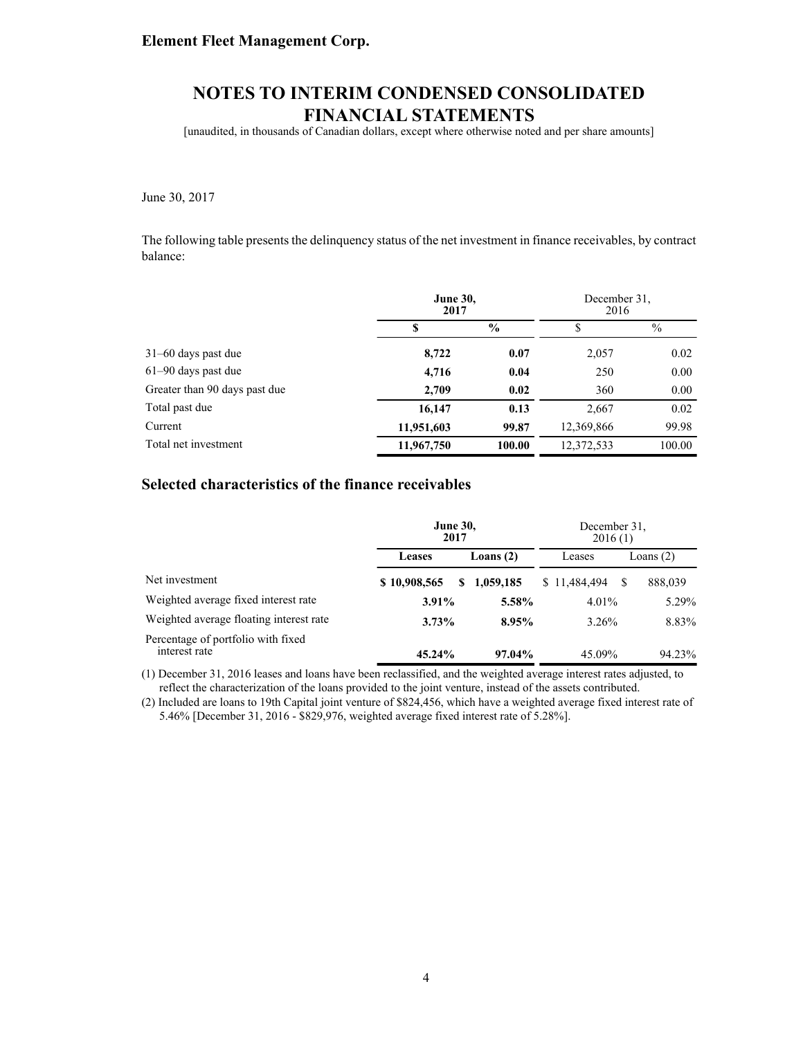June 30, 2017

The following table presents the delinquency status of the net investment in finance receivables, by contract balance:

| | **June 30, 2017** | | December 31, 2016 | |
|---|---|---|---|---|
| | **\$** | **%** | \$ | % |
| 31–60 days past due | **8,722** | **0.07** | 2,057 | 0.02 |
| 61–90 days past due | **4,716** | **0.04** | 250 | 0.00 |
| Greater than 90 days past due | **2,709** | **0.02** | 360 | 0.00 |
| Total past due | **16,147** | **0.13** | 2,667 | 0.02 |
| Current | **11,951,603** | **99.87** | 12,369,866 | 99.98 |
| Total net investment | **11,967,750** | **100.00** | 12,372,533 | 100.00 |

## Selected characteristics of the finance receivables

| | **June 30, 2017** | | December 31, 2016 (1) | |
|---|---|---|---|---|
| | **Leases** | **Loans (2)** | Leases | Loans (2) |
| Net investment | **\$ 10,908,565** | **\$ 1,059,185** | \$ 11,484,494 | \$ 888,039 |
| Weighted average fixed interest rate | **3.91%** | **5.58%** | 4.01% | 5.29% |
| Weighted average floating interest rate | **3.73%** | **8.95%** | 3.26% | 8.83% |
| Percentage of portfolio with fixed interest rate | **45.24%** | **97.04%** | 45.09% | 94.23% |

(1) December 31, 2016 leases and loans have been reclassified, and the weighted average interest rates adjusted, to reflect the characterization of the loans provided to the joint venture, instead of the assets contributed.

(2) Included are loans to 19th Capital joint venture of \$824,456, which have a weighted average fixed interest rate of 5.46% [December 31, 2016 - \$829,976, weighted average fixed interest rate of 5.28%].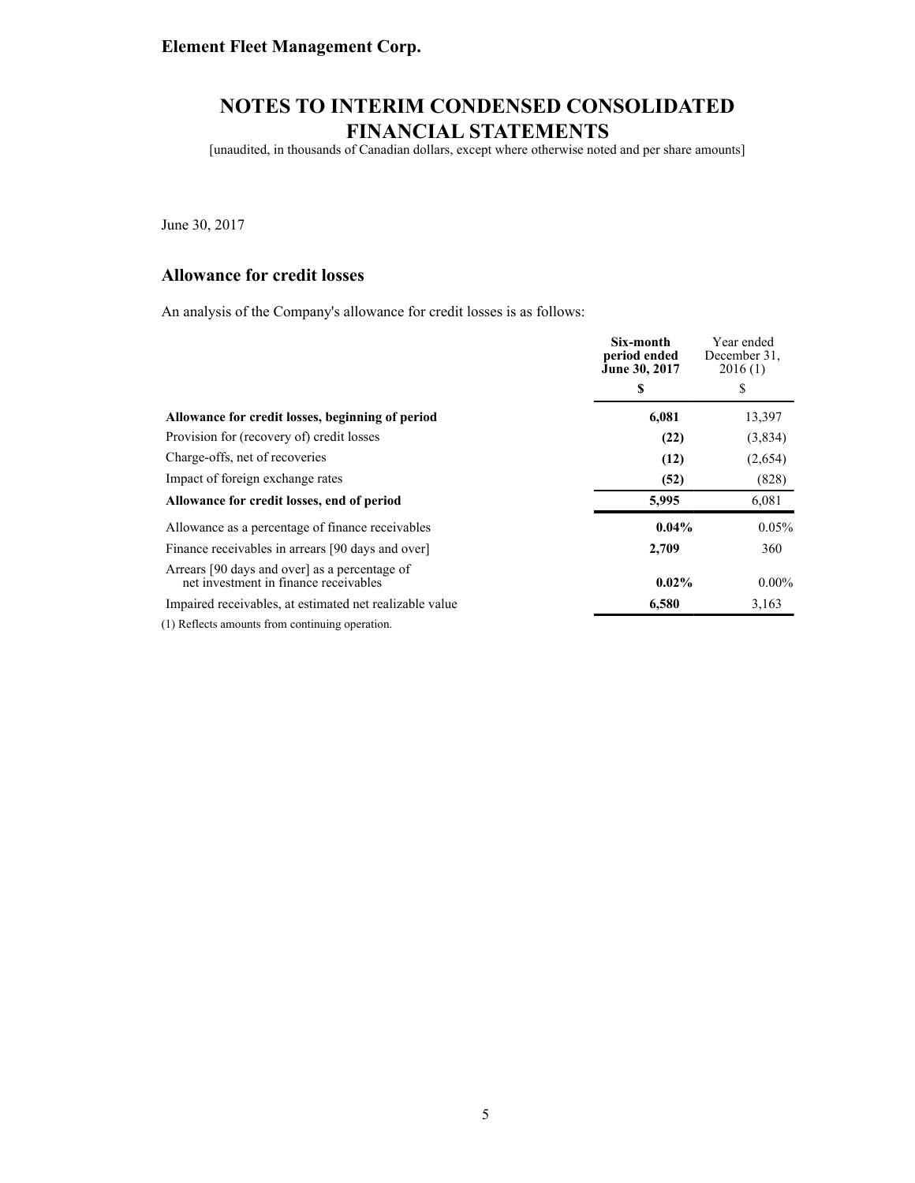**Element Fleet Management Corp.**

# NOTES TO INTERIM CONDENSED CONSOLIDATED FINANCIAL STATEMENTS

[unaudited, in thousands of Canadian dollars, except where otherwise noted and per share amounts]

June 30, 2017

## Allowance for credit losses

An analysis of the Company's allowance for credit losses is as follows:

| | **Six-month period ended June 30, 2017** | Year ended December 31, 2016 (1) |
|---|---|---|
| | **$** | $ |
| **Allowance for credit losses, beginning of period** | **6,081** | 13,397 |
| Provision for (recovery of) credit losses | **(22)** | (3,834) |
| Charge-offs, net of recoveries | **(12)** | (2,654) |
| Impact of foreign exchange rates | **(52)** | (828) |
| **Allowance for credit losses, end of period** | **5,995** | 6,081 |
| Allowance as a percentage of finance receivables | **0.04%** | 0.05% |
| Finance receivables in arrears [90 days and over] | **2,709** | 360 |
| Arrears [90 days and over] as a percentage of net investment in finance receivables | **0.02%** | 0.00% |
| Impaired receivables, at estimated net realizable value | **6,580** | 3,163 |

(1) Reflects amounts from continuing operation.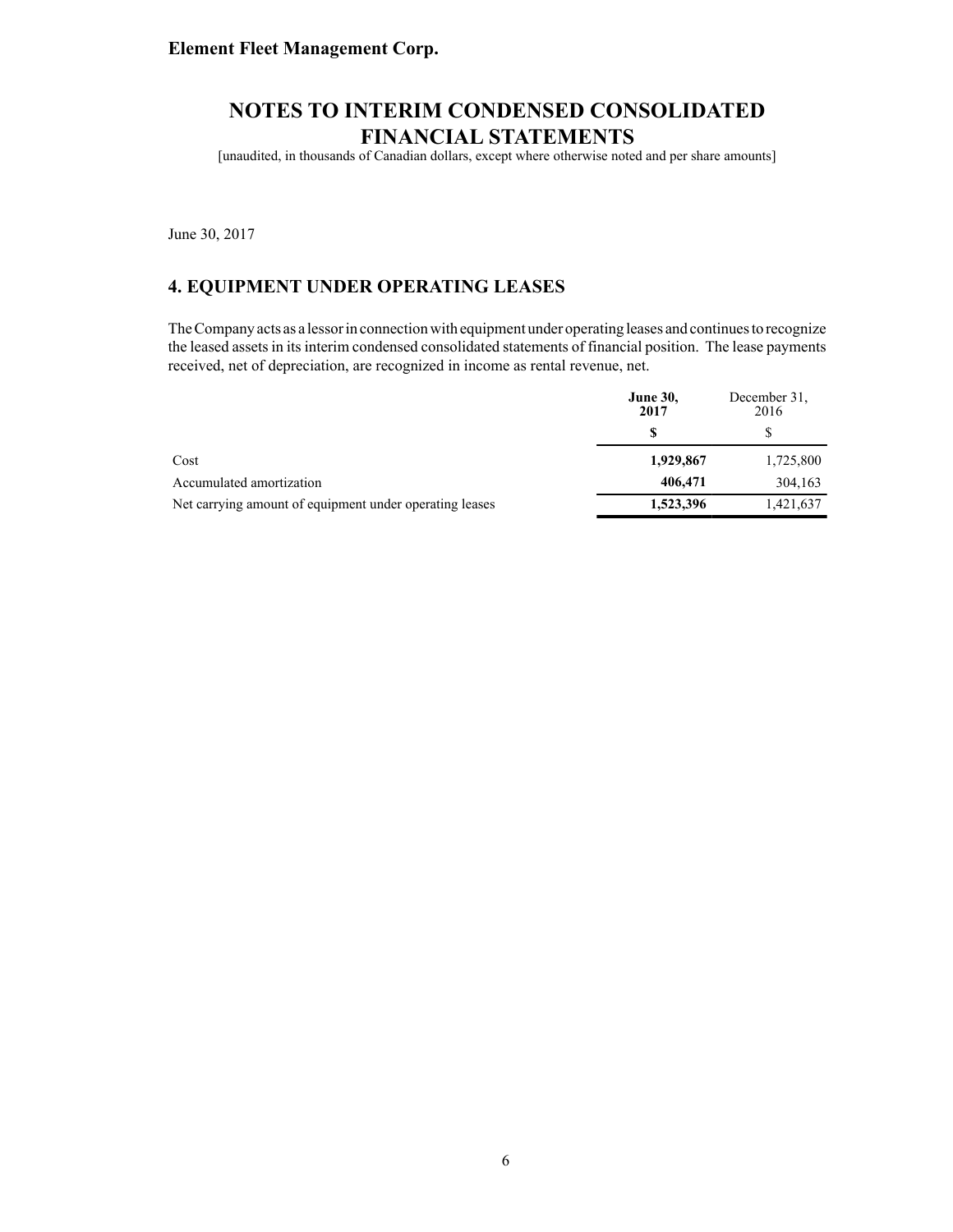**Element Fleet Management Corp.**

# NOTES TO INTERIM CONDENSED CONSOLIDATED FINANCIAL STATEMENTS

[unaudited, in thousands of Canadian dollars, except where otherwise noted and per share amounts]

June 30, 2017

## 4. EQUIPMENT UNDER OPERATING LEASES

The Company acts as a lessor in connection with equipment under operating leases and continues to recognize the leased assets in its interim condensed consolidated statements of financial position. The lease payments received, net of depreciation, are recognized in income as rental revenue, net.

| | **June 30, 2017** | December 31, 2016 |
|---|---|---|
| | **$** | $ |
| Cost | **1,929,867** | 1,725,800 |
| Accumulated amortization | **406,471** | 304,163 |
| Net carrying amount of equipment under operating leases | **1,523,396** | 1,421,637 |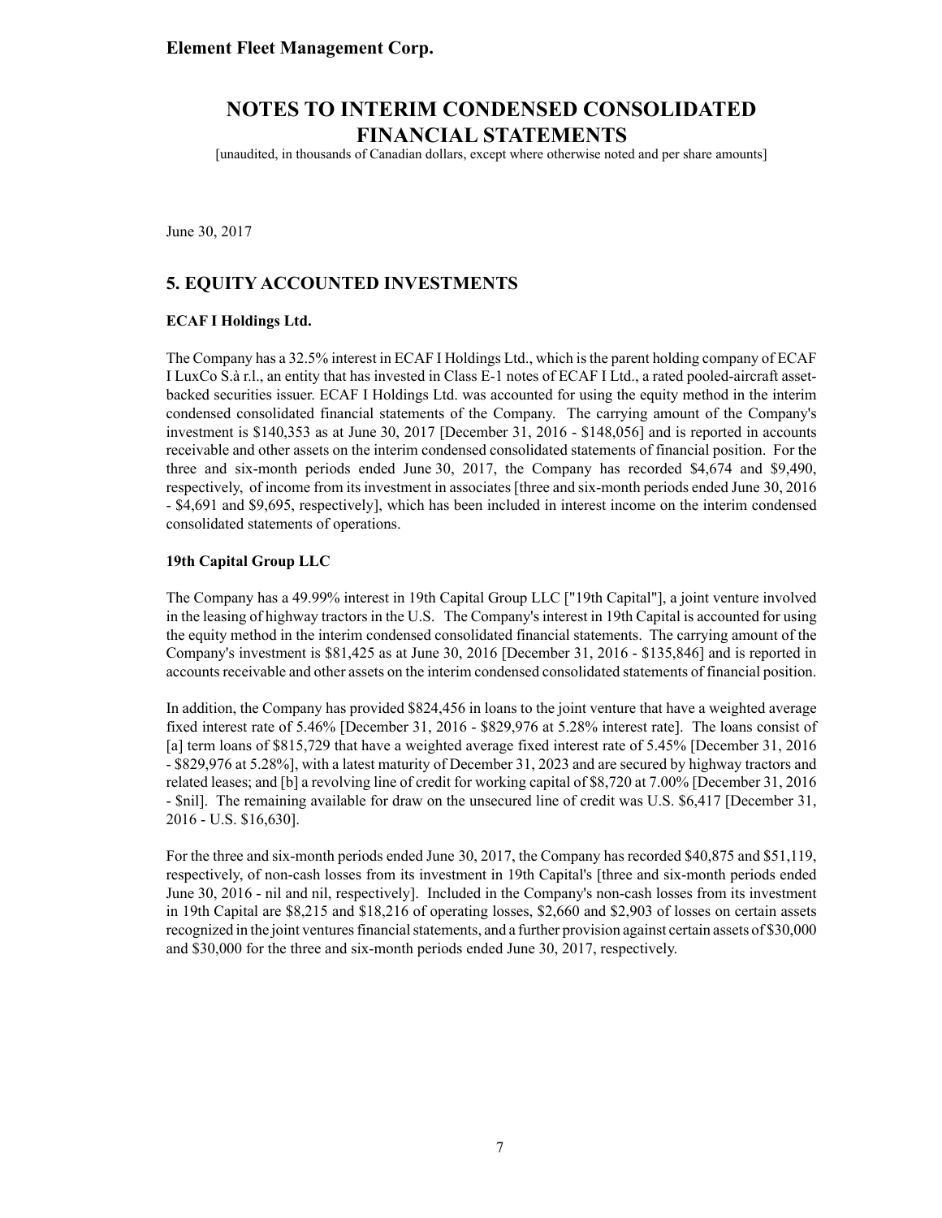# NOTES TO INTERIM CONDENSED CONSOLIDATED FINANCIAL STATEMENTS

[unaudited, in thousands of Canadian dollars, except where otherwise noted and per share amounts]

June 30, 2017

## 5. EQUITY ACCOUNTED INVESTMENTS

**ECAF I Holdings Ltd.**

The Company has a 32.5% interest in ECAF I Holdings Ltd., which is the parent holding company of ECAF I LuxCo S.à r.l., an entity that has invested in Class E-1 notes of ECAF I Ltd., a rated pooled-aircraft asset-backed securities issuer. ECAF I Holdings Ltd. was accounted for using the equity method in the interim condensed consolidated financial statements of the Company. The carrying amount of the Company's investment is $140,353 as at June 30, 2017 [December 31, 2016 - $148,056] and is reported in accounts receivable and other assets on the interim condensed consolidated statements of financial position. For the three and six-month periods ended June 30, 2017, the Company has recorded $4,674 and $9,490, respectively, of income from its investment in associates [three and six-month periods ended June 30, 2016 - $4,691 and $9,695, respectively], which has been included in interest income on the interim condensed consolidated statements of operations.

**19th Capital Group LLC**

The Company has a 49.99% interest in 19th Capital Group LLC ["19th Capital"], a joint venture involved in the leasing of highway tractors in the U.S. The Company's interest in 19th Capital is accounted for using the equity method in the interim condensed consolidated financial statements. The carrying amount of the Company's investment is $81,425 as at June 30, 2016 [December 31, 2016 - $135,846] and is reported in accounts receivable and other assets on the interim condensed consolidated statements of financial position.

In addition, the Company has provided $824,456 in loans to the joint venture that have a weighted average fixed interest rate of 5.46% [December 31, 2016 - $829,976 at 5.28% interest rate]. The loans consist of [a] term loans of $815,729 that have a weighted average fixed interest rate of 5.45% [December 31, 2016 - $829,976 at 5.28%], with a latest maturity of December 31, 2023 and are secured by highway tractors and related leases; and [b] a revolving line of credit for working capital of $8,720 at 7.00% [December 31, 2016 - $nil]. The remaining available for draw on the unsecured line of credit was U.S. $6,417 [December 31, 2016 - U.S. $16,630].

For the three and six-month periods ended June 30, 2017, the Company has recorded $40,875 and $51,119, respectively, of non-cash losses from its investment in 19th Capital's [three and six-month periods ended June 30, 2016 - nil and nil, respectively]. Included in the Company's non-cash losses from its investment in 19th Capital are $8,215 and $18,216 of operating losses, $2,660 and $2,903 of losses on certain assets recognized in the joint ventures financial statements, and a further provision against certain assets of $30,000 and $30,000 for the three and six-month periods ended June 30, 2017, respectively.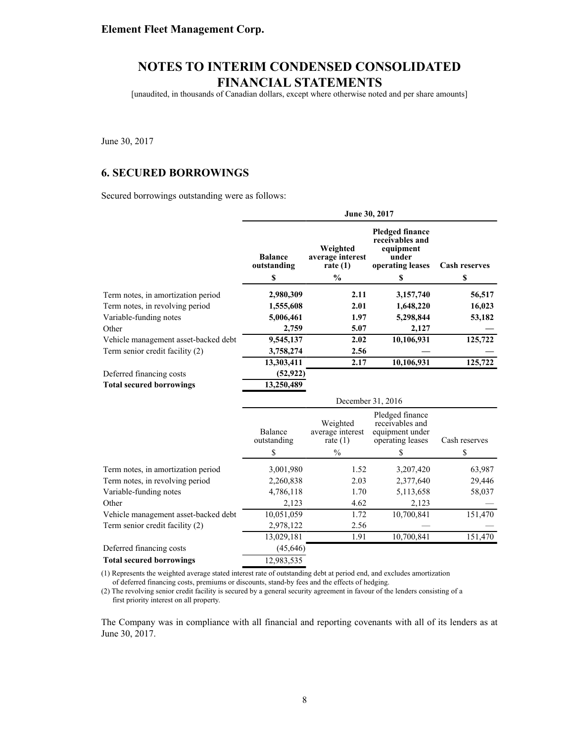**Element Fleet Management Corp.**

# NOTES TO INTERIM CONDENSED CONSOLIDATED FINANCIAL STATEMENTS

[unaudited, in thousands of Canadian dollars, except where otherwise noted and per share amounts]

June 30, 2017

## 6. SECURED BORROWINGS

Secured borrowings outstanding were as follows:

| | **June 30, 2017** | | | |
|---|---|---|---|---|
| | **Balance outstanding** | **Weighted average interest rate (1)** | **Pledged finance receivables and equipment under operating leases** | **Cash reserves** |
| | **$** | **%** | **$** | **$** |
| Term notes, in amortization period | **2,980,309** | **2.11** | **3,157,740** | **56,517** |
| Term notes, in revolving period | **1,555,608** | **2.01** | **1,648,220** | **16,023** |
| Variable-funding notes | **5,006,461** | **1.97** | **5,298,844** | **53,182** |
| Other | **2,759** | **5.07** | **2,127** | **—** |
| Vehicle management asset-backed debt | **9,545,137** | **2.02** | **10,106,931** | **125,722** |
| Term senior credit facility (2) | **3,758,274** | **2.56** | **—** | **—** |
| | **13,303,411** | **2.17** | **10,106,931** | **125,722** |
| Deferred financing costs | **(52,922)** | | | |
| **Total secured borrowings** | **13,250,489** | | | |

| | December 31, 2016 | | | |
|---|---|---|---|---|
| | Balance outstanding | Weighted average interest rate (1) | Pledged finance receivables and equipment under operating leases | Cash reserves |
| | $ | % | $ | $ |
| Term notes, in amortization period | 3,001,980 | 1.52 | 3,207,420 | 63,987 |
| Term notes, in revolving period | 2,260,838 | 2.03 | 2,377,640 | 29,446 |
| Variable-funding notes | 4,786,118 | 1.70 | 5,113,658 | 58,037 |
| Other | 2,123 | 4.62 | 2,123 | — |
| Vehicle management asset-backed debt | 10,051,059 | 1.72 | 10,700,841 | 151,470 |
| Term senior credit facility (2) | 2,978,122 | 2.56 | — | — |
| | 13,029,181 | 1.91 | 10,700,841 | 151,470 |
| Deferred financing costs | (45,646) | | | |
| **Total secured borrowings** | 12,983,535 | | | |

(1) Represents the weighted average stated interest rate of outstanding debt at period end, and excludes amortization of deferred financing costs, premiums or discounts, stand-by fees and the effects of hedging.

(2) The revolving senior credit facility is secured by a general security agreement in favour of the lenders consisting of a first priority interest on all property.

The Company was in compliance with all financial and reporting covenants with all of its lenders as at June 30, 2017.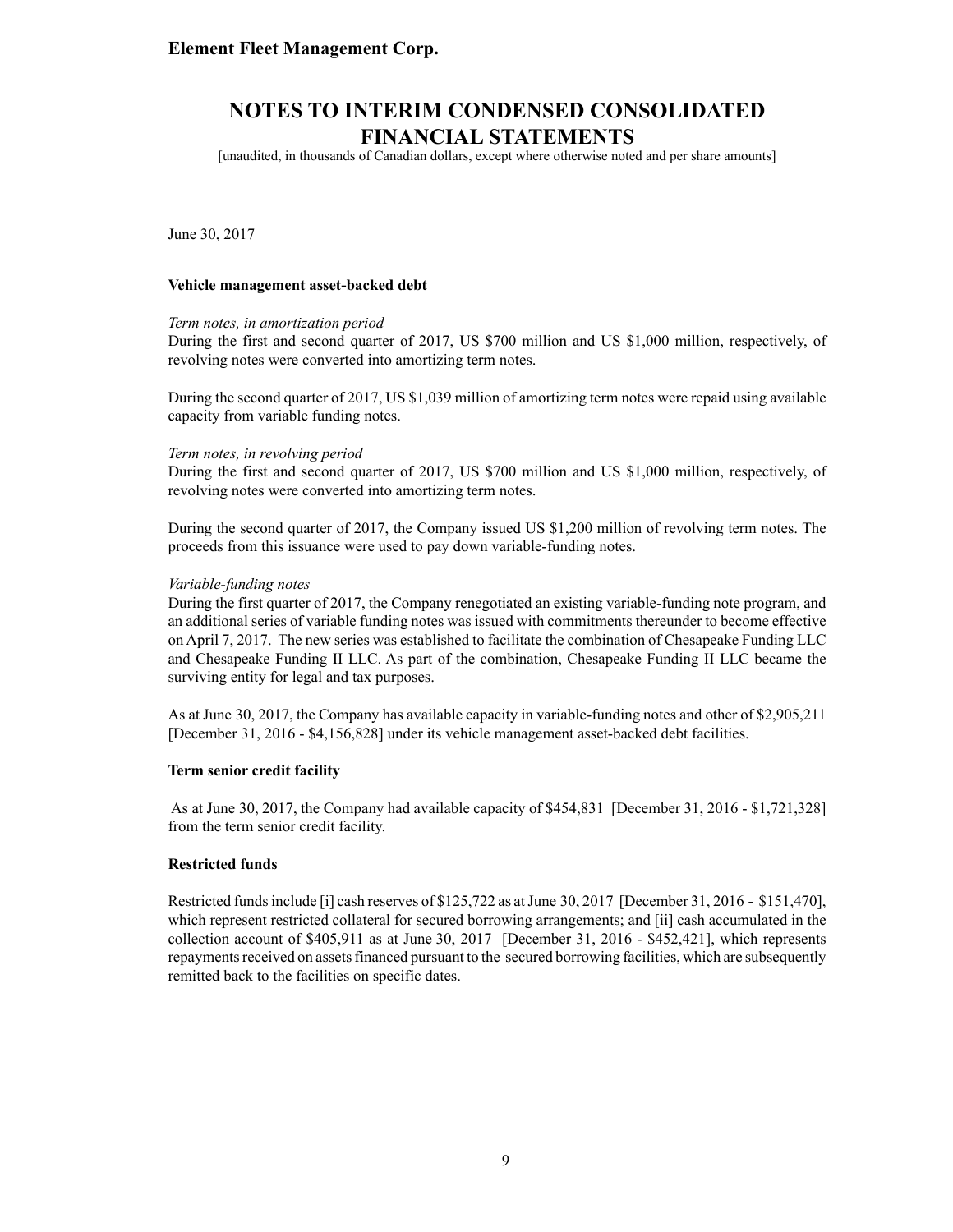June 30, 2017

**Vehicle management asset-backed debt**

*Term notes, in amortization period*

During the first and second quarter of 2017, US $700 million and US $1,000 million, respectively, of revolving notes were converted into amortizing term notes.

During the second quarter of 2017, US $1,039 million of amortizing term notes were repaid using available capacity from variable funding notes.

*Term notes, in revolving period*

During the first and second quarter of 2017, US $700 million and US $1,000 million, respectively, of revolving notes were converted into amortizing term notes.

During the second quarter of 2017, the Company issued US $1,200 million of revolving term notes. The proceeds from this issuance were used to pay down variable-funding notes.

*Variable-funding notes*

During the first quarter of 2017, the Company renegotiated an existing variable-funding note program, and an additional series of variable funding notes was issued with commitments thereunder to become effective on April 7, 2017. The new series was established to facilitate the combination of Chesapeake Funding LLC and Chesapeake Funding II LLC. As part of the combination, Chesapeake Funding II LLC became the surviving entity for legal and tax purposes.

As at June 30, 2017, the Company has available capacity in variable-funding notes and other of $2,905,211 [December 31, 2016 - $4,156,828] under its vehicle management asset-backed debt facilities.

**Term senior credit facility**

As at June 30, 2017, the Company had available capacity of $454,831 [December 31, 2016 - $1,721,328] from the term senior credit facility.

**Restricted funds**

Restricted funds include [i] cash reserves of $125,722 as at June 30, 2017 [December 31, 2016 - $151,470], which represent restricted collateral for secured borrowing arrangements; and [ii] cash accumulated in the collection account of $405,911 as at June 30, 2017 [December 31, 2016 - $452,421], which represents repayments received on assets financed pursuant to the secured borrowing facilities, which are subsequently remitted back to the facilities on specific dates.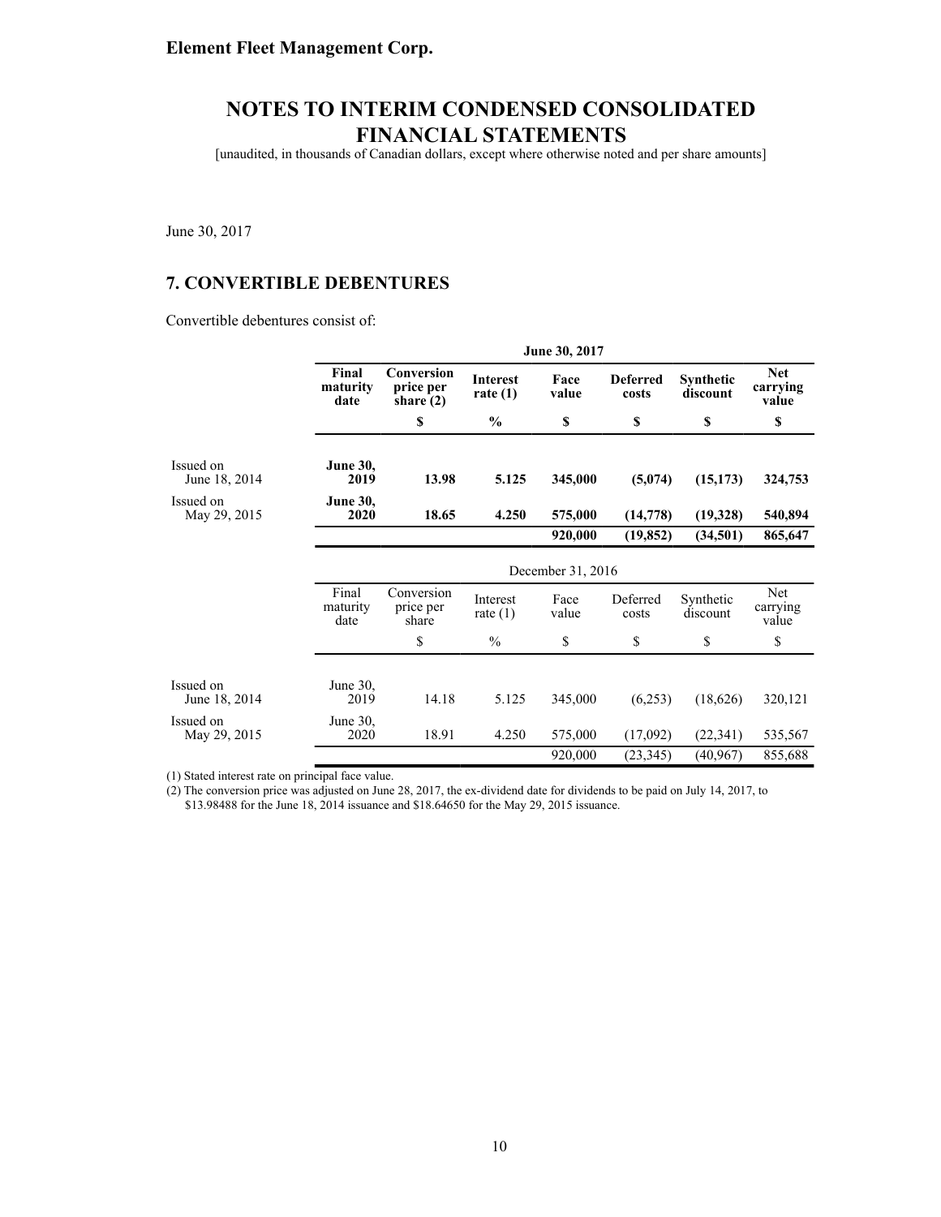Element Fleet Management Corp.

# NOTES TO INTERIM CONDENSED CONSOLIDATED FINANCIAL STATEMENTS

[unaudited, in thousands of Canadian dollars, except where otherwise noted and per share amounts]

June 30, 2017

## 7. CONVERTIBLE DEBENTURES

Convertible debentures consist of:

| | **June 30, 2017** | | | | | | |
|---|---|---|---|---|---|---|---|
| | **Final maturity date** | **Conversion price per share (2)** | **Interest rate (1)** | **Face value** | **Deferred costs** | **Synthetic discount** | **Net carrying value** |
| | | **$** | **%** | **$** | **$** | **$** | **$** |
| Issued on June 18, 2014 | **June 30, 2019** | **13.98** | **5.125** | **345,000** | **(5,074)** | **(15,173)** | **324,753** |
| Issued on May 29, 2015 | **June 30, 2020** | **18.65** | **4.250** | **575,000** | **(14,778)** | **(19,328)** | **540,894** |
| | | | | **920,000** | **(19,852)** | **(34,501)** | **865,647** |

| | December 31, 2016 | | | | | | |
|---|---|---|---|---|---|---|---|
| | Final maturity date | Conversion price per share | Interest rate (1) | Face value | Deferred costs | Synthetic discount | Net carrying value |
| | | $ | % | $ | $ | $ | $ |
| Issued on June 18, 2014 | June 30, 2019 | 14.18 | 5.125 | 345,000 | (6,253) | (18,626) | 320,121 |
| Issued on May 29, 2015 | June 30, 2020 | 18.91 | 4.250 | 575,000 | (17,092) | (22,341) | 535,567 |
| | | | | 920,000 | (23,345) | (40,967) | 855,688 |

(1) Stated interest rate on principal face value.

(2) The conversion price was adjusted on June 28, 2017, the ex-dividend date for dividends to be paid on July 14, 2017, to $13.98488 for the June 18, 2014 issuance and $18.64650 for the May 29, 2015 issuance.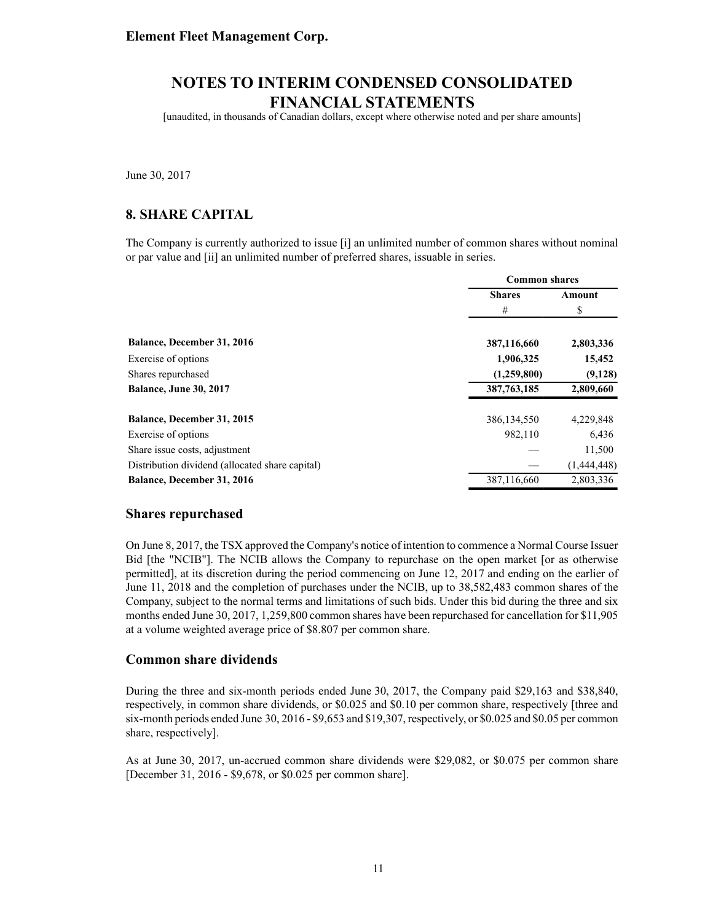Element Fleet Management Corp.

# NOTES TO INTERIM CONDENSED CONSOLIDATED FINANCIAL STATEMENTS

[unaudited, in thousands of Canadian dollars, except where otherwise noted and per share amounts]

June 30, 2017

## 8. SHARE CAPITAL

The Company is currently authorized to issue [i] an unlimited number of common shares without nominal or par value and [ii] an unlimited number of preferred shares, issuable in series.

| | Common shares | |
|---|---|---|
| | **Shares** | **Amount** |
| | # | $ |
| **Balance, December 31, 2016** | **387,116,660** | **2,803,336** |
| Exercise of options | **1,906,325** | **15,452** |
| Shares repurchased | **(1,259,800)** | **(9,128)** |
| **Balance, June 30, 2017** | **387,763,185** | **2,809,660** |
| | | |
| **Balance, December 31, 2015** | 386,134,550 | 4,229,848 |
| Exercise of options | 982,110 | 6,436 |
| Share issue costs, adjustment | — | 11,500 |
| Distribution dividend (allocated share capital) | — | (1,444,448) |
| **Balance, December 31, 2016** | 387,116,660 | 2,803,336 |

### Shares repurchased

On June 8, 2017, the TSX approved the Company's notice of intention to commence a Normal Course Issuer Bid [the "NCIB"]. The NCIB allows the Company to repurchase on the open market [or as otherwise permitted], at its discretion during the period commencing on June 12, 2017 and ending on the earlier of June 11, 2018 and the completion of purchases under the NCIB, up to 38,582,483 common shares of the Company, subject to the normal terms and limitations of such bids. Under this bid during the three and six months ended June 30, 2017, 1,259,800 common shares have been repurchased for cancellation for $11,905 at a volume weighted average price of $8.807 per common share.

### Common share dividends

During the three and six-month periods ended June 30, 2017, the Company paid $29,163 and $38,840, respectively, in common share dividends, or $0.025 and $0.10 per common share, respectively [three and six-month periods ended June 30, 2016 - $9,653 and $19,307, respectively, or $0.025 and $0.05 per common share, respectively].

As at June 30, 2017, un-accrued common share dividends were $29,082, or $0.075 per common share [December 31, 2016 - $9,678, or $0.025 per common share].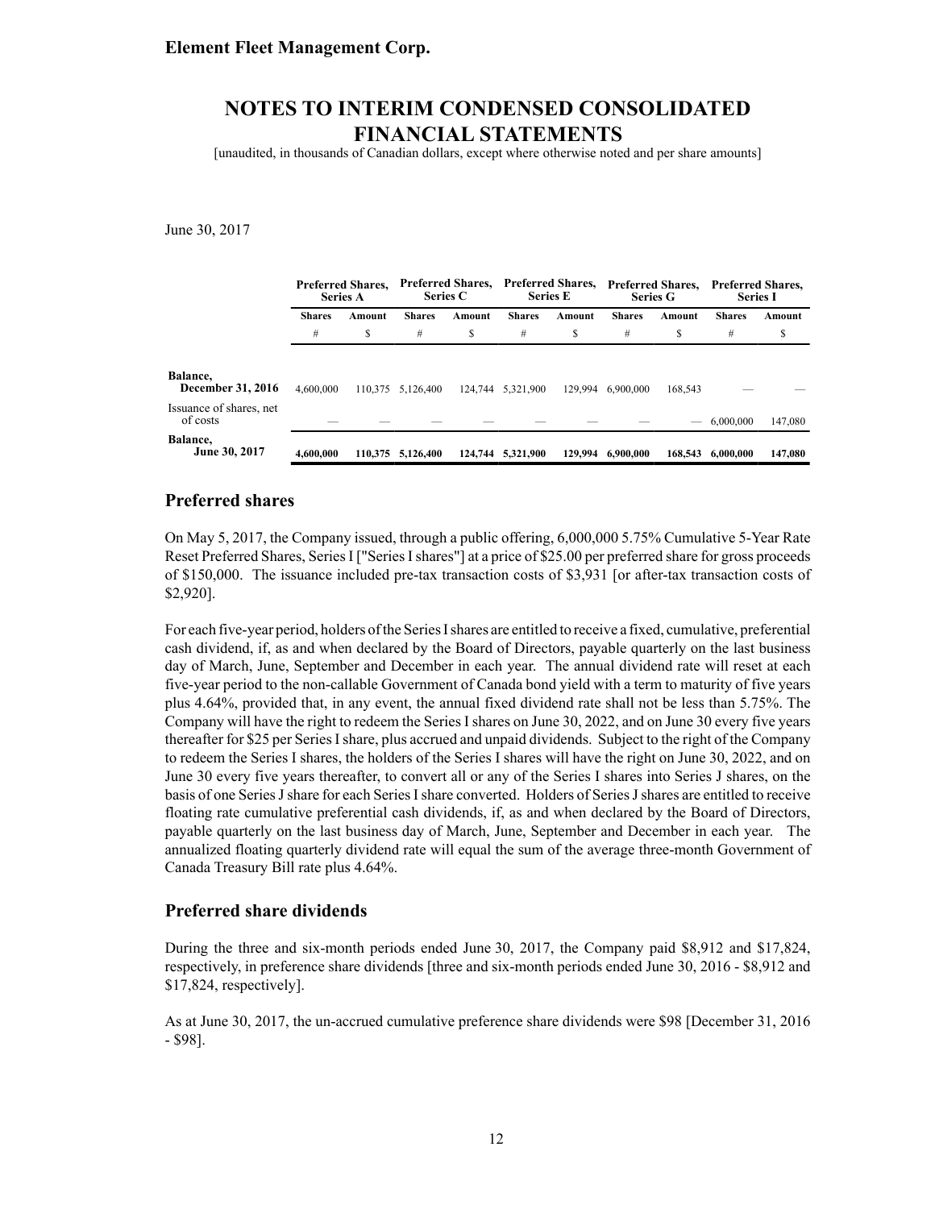June 30, 2017

| | Preferred Shares, Series A | | Preferred Shares, Series C | | Preferred Shares, Series E | | Preferred Shares, Series G | | Preferred Shares, Series I | |
|---|---|---|---|---|---|---|---|---|---|---|
| | Shares | Amount | Shares | Amount | Shares | Amount | Shares | Amount | Shares | Amount |
| | # | $ | # | $ | # | $ | # | $ | # | $ |
| Balance, December 31, 2016 | 4,600,000 | 110,375 | 5,126,400 | 124,744 | 5,321,900 | 129,994 | 6,900,000 | 168,543 | — | — |
| Issuance of shares, net of costs | — | — | — | — | — | — | — | — | 6,000,000 | 147,080 |
| **Balance, June 30, 2017** | **4,600,000** | **110,375** | **5,126,400** | **124,744** | **5,321,900** | **129,994** | **6,900,000** | **168,543** | **6,000,000** | **147,080** |

## Preferred shares

On May 5, 2017, the Company issued, through a public offering, 6,000,000 5.75% Cumulative 5-Year Rate Reset Preferred Shares, Series I ["Series I shares"] at a price of $25.00 per preferred share for gross proceeds of $150,000. The issuance included pre-tax transaction costs of $3,931 [or after-tax transaction costs of $2,920].

For each five-year period, holders of the Series I shares are entitled to receive a fixed, cumulative, preferential cash dividend, if, as and when declared by the Board of Directors, payable quarterly on the last business day of March, June, September and December in each year. The annual dividend rate will reset at each five-year period to the non-callable Government of Canada bond yield with a term to maturity of five years plus 4.64%, provided that, in any event, the annual fixed dividend rate shall not be less than 5.75%. The Company will have the right to redeem the Series I shares on June 30, 2022, and on June 30 every five years thereafter for $25 per Series I share, plus accrued and unpaid dividends. Subject to the right of the Company to redeem the Series I shares, the holders of the Series I shares will have the right on June 30, 2022, and on June 30 every five years thereafter, to convert all or any of the Series I shares into Series J shares, on the basis of one Series J share for each Series I share converted. Holders of Series J shares are entitled to receive floating rate cumulative preferential cash dividends, if, as and when declared by the Board of Directors, payable quarterly on the last business day of March, June, September and December in each year. The annualized floating quarterly dividend rate will equal the sum of the average three-month Government of Canada Treasury Bill rate plus 4.64%.

## Preferred share dividends

During the three and six-month periods ended June 30, 2017, the Company paid $8,912 and $17,824, respectively, in preference share dividends [three and six-month periods ended June 30, 2016 - $8,912 and $17,824, respectively].

As at June 30, 2017, the un-accrued cumulative preference share dividends were $98 [December 31, 2016 - $98].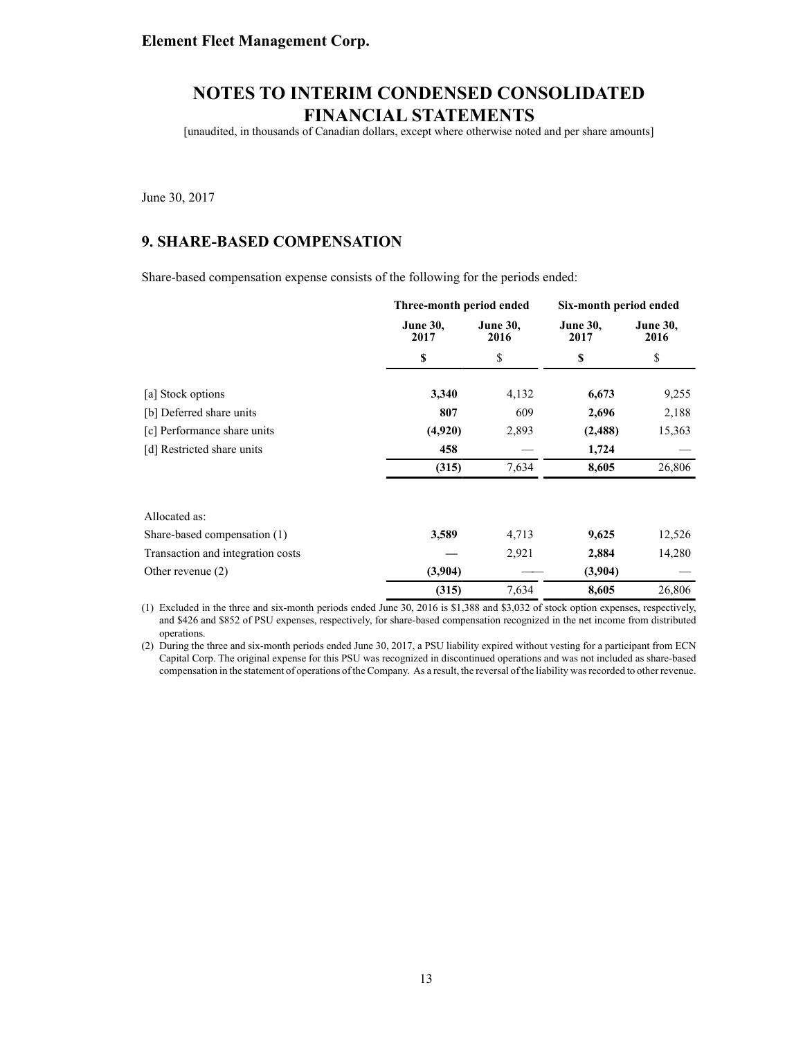**Element Fleet Management Corp.**

# NOTES TO INTERIM CONDENSED CONSOLIDATED FINANCIAL STATEMENTS

[unaudited, in thousands of Canadian dollars, except where otherwise noted and per share amounts]

June 30, 2017

## 9. SHARE-BASED COMPENSATION

Share-based compensation expense consists of the following for the periods ended:

| | Three-month period ended | | Six-month period ended | |
|---|---|---|---|---|
| | **June 30, 2017** | **June 30, 2016** | **June 30, 2017** | **June 30, 2016** |
| | **$** | $ | **$** | $ |
| [a] Stock options | **3,340** | 4,132 | **6,673** | 9,255 |
| [b] Deferred share units | **807** | 609 | **2,696** | 2,188 |
| [c] Performance share units | **(4,920)** | 2,893 | **(2,488)** | 15,363 |
| [d] Restricted share units | **458** | — | **1,724** | — |
| | **(315)** | 7,634 | **8,605** | 26,806 |
| | | | | |
| Allocated as: | | | | |
| Share-based compensation (1) | **3,589** | 4,713 | **9,625** | 12,526 |
| Transaction and integration costs | **—** | 2,921 | **2,884** | 14,280 |
| Other revenue (2) | **(3,904)** | — | **(3,904)** | — |
| | **(315)** | 7,634 | **8,605** | 26,806 |

(1) Excluded in the three and six-month periods ended June 30, 2016 is $1,388 and $3,032 of stock option expenses, respectively, and $426 and $852 of PSU expenses, respectively, for share-based compensation recognized in the net income from distributed operations.

(2) During the three and six-month periods ended June 30, 2017, a PSU liability expired without vesting for a participant from ECN Capital Corp. The original expense for this PSU was recognized in discontinued operations and was not included as share-based compensation in the statement of operations of the Company. As a result, the reversal of the liability was recorded to other revenue.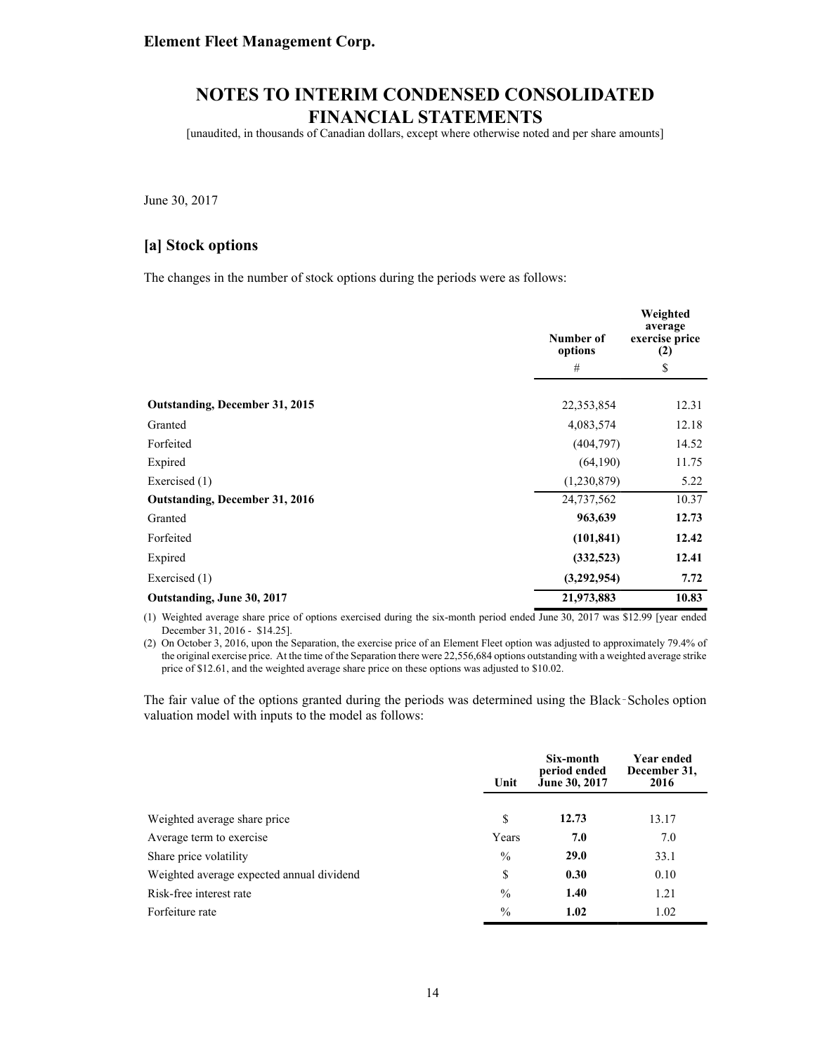# NOTES TO INTERIM CONDENSED CONSOLIDATED FINANCIAL STATEMENTS

[unaudited, in thousands of Canadian dollars, except where otherwise noted and per share amounts]

June 30, 2017

## [a] Stock options

The changes in the number of stock options during the periods were as follows:

| | Number of options | Weighted average exercise price (2) |
|---|---|---|
| | # | $ |
| **Outstanding, December 31, 2015** | 22,353,854 | 12.31 |
| Granted | 4,083,574 | 12.18 |
| Forfeited | (404,797) | 14.52 |
| Expired | (64,190) | 11.75 |
| Exercised (1) | (1,230,879) | 5.22 |
| **Outstanding, December 31, 2016** | 24,737,562 | 10.37 |
| Granted | **963,639** | **12.73** |
| Forfeited | **(101,841)** | **12.42** |
| Expired | **(332,523)** | **12.41** |
| Exercised (1) | **(3,292,954)** | **7.72** |
| **Outstanding, June 30, 2017** | **21,973,883** | **10.83** |

(1) Weighted average share price of options exercised during the six-month period ended June 30, 2017 was $12.99 [year ended December 31, 2016 - $14.25].

(2) On October 3, 2016, upon the Separation, the exercise price of an Element Fleet option was adjusted to approximately 79.4% of the original exercise price. At the time of the Separation there were 22,556,684 options outstanding with a weighted average strike price of $12.61, and the weighted average share price on these options was adjusted to $10.02.

The fair value of the options granted during the periods was determined using the Black-Scholes option valuation model with inputs to the model as follows:

| | Unit | Six-month period ended June 30, 2017 | Year ended December 31, 2016 |
|---|---|---|---|
| Weighted average share price | $ | **12.73** | 13.17 |
| Average term to exercise | Years | **7.0** | 7.0 |
| Share price volatility | % | **29.0** | 33.1 |
| Weighted average expected annual dividend | $ | **0.30** | 0.10 |
| Risk-free interest rate | % | **1.40** | 1.21 |
| Forfeiture rate | % | **1.02** | 1.02 |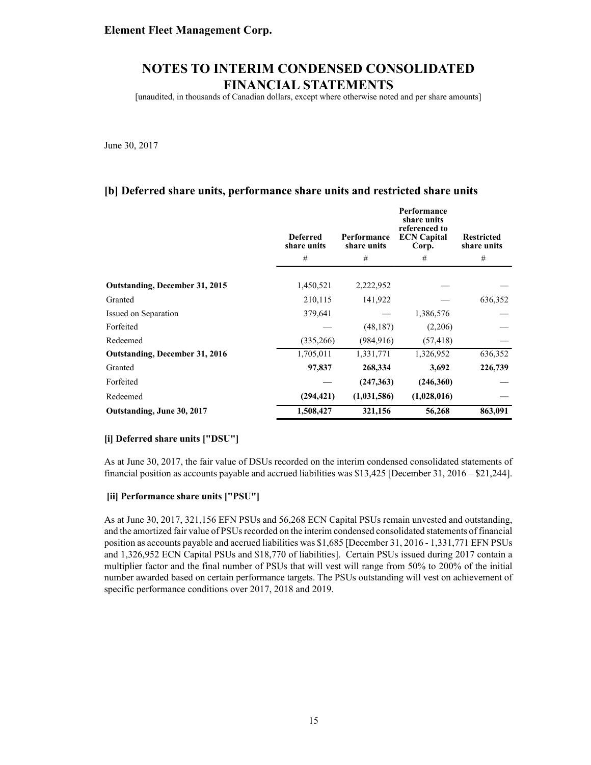Element Fleet Management Corp.

# NOTES TO INTERIM CONDENSED CONSOLIDATED FINANCIAL STATEMENTS

[unaudited, in thousands of Canadian dollars, except where otherwise noted and per share amounts]

June 30, 2017

## [b] Deferred share units, performance share units and restricted share units

| | Deferred share units | Performance share units | Performance share units referenced to ECN Capital Corp. | Restricted share units |
|---|---|---|---|---|
| | # | # | # | # |
| **Outstanding, December 31, 2015** | 1,450,521 | 2,222,952 | — | — |
| Granted | 210,115 | 141,922 | — | 636,352 |
| Issued on Separation | 379,641 | — | 1,386,576 | — |
| Forfeited | — | (48,187) | (2,206) | — |
| Redeemed | (335,266) | (984,916) | (57,418) | — |
| **Outstanding, December 31, 2016** | 1,705,011 | 1,331,771 | 1,326,952 | 636,352 |
| Granted | **97,837** | **268,334** | **3,692** | **226,739** |
| Forfeited | **—** | **(247,363)** | **(246,360)** | **—** |
| Redeemed | **(294,421)** | **(1,031,586)** | **(1,028,016)** | **—** |
| **Outstanding, June 30, 2017** | **1,508,427** | **321,156** | **56,268** | **863,091** |

### [i] Deferred share units ["DSU"]

As at June 30, 2017, the fair value of DSUs recorded on the interim condensed consolidated statements of financial position as accounts payable and accrued liabilities was $13,425 [December 31, 2016 – $21,244].

### [ii] Performance share units ["PSU"]

As at June 30, 2017, 321,156 EFN PSUs and 56,268 ECN Capital PSUs remain unvested and outstanding, and the amortized fair value of PSUs recorded on the interim condensed consolidated statements of financial position as accounts payable and accrued liabilities was $1,685 [December 31, 2016 - 1,331,771 EFN PSUs and 1,326,952 ECN Capital PSUs and $18,770 of liabilities]. Certain PSUs issued during 2017 contain a multiplier factor and the final number of PSUs that will vest will range from 50% to 200% of the initial number awarded based on certain performance targets. The PSUs outstanding will vest on achievement of specific performance conditions over 2017, 2018 and 2019.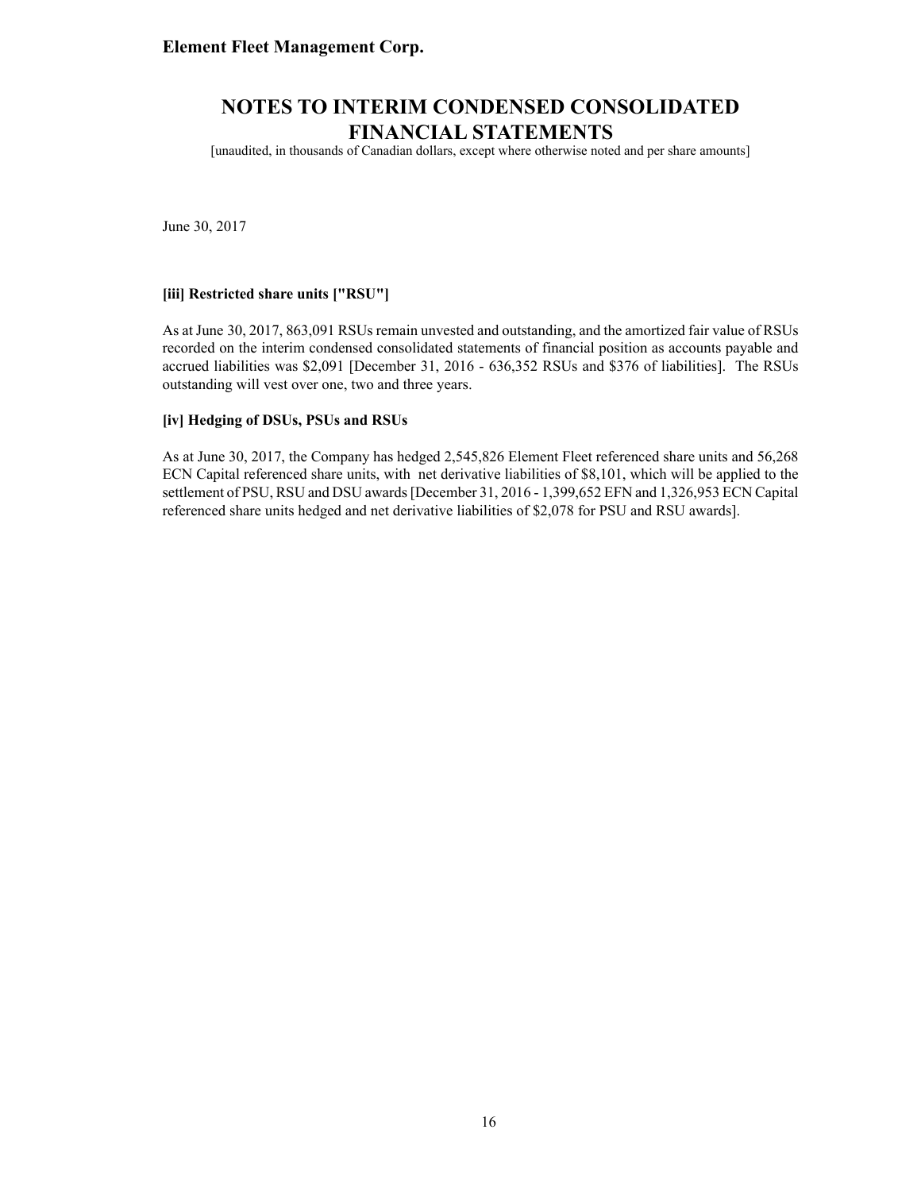June 30, 2017

**[iii] Restricted share units ["RSU"]**

As at June 30, 2017, 863,091 RSUs remain unvested and outstanding, and the amortized fair value of RSUs recorded on the interim condensed consolidated statements of financial position as accounts payable and accrued liabilities was $2,091 [December 31, 2016 - 636,352 RSUs and $376 of liabilities]. The RSUs outstanding will vest over one, two and three years.

**[iv] Hedging of DSUs, PSUs and RSUs**

As at June 30, 2017, the Company has hedged 2,545,826 Element Fleet referenced share units and 56,268 ECN Capital referenced share units, with net derivative liabilities of $8,101, which will be applied to the settlement of PSU, RSU and DSU awards [December 31, 2016 - 1,399,652 EFN and 1,326,953 ECN Capital referenced share units hedged and net derivative liabilities of $2,078 for PSU and RSU awards].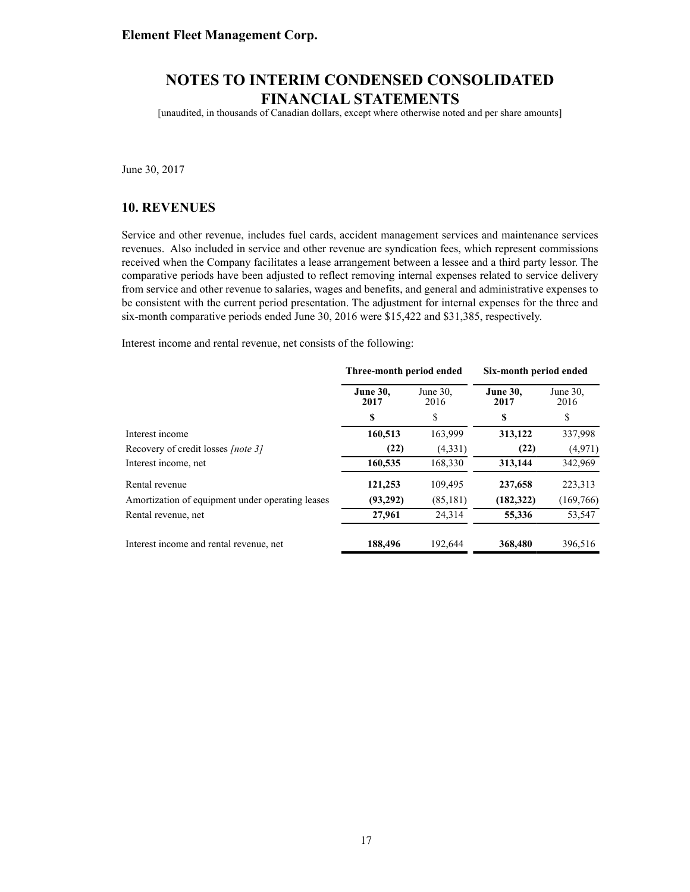Element Fleet Management Corp.

# NOTES TO INTERIM CONDENSED CONSOLIDATED FINANCIAL STATEMENTS

[unaudited, in thousands of Canadian dollars, except where otherwise noted and per share amounts]

June 30, 2017

## 10. REVENUES

Service and other revenue, includes fuel cards, accident management services and maintenance services revenues. Also included in service and other revenue are syndication fees, which represent commissions received when the Company facilitates a lease arrangement between a lessee and a third party lessor. The comparative periods have been adjusted to reflect removing internal expenses related to service delivery from service and other revenue to salaries, wages and benefits, and general and administrative expenses to be consistent with the current period presentation. The adjustment for internal expenses for the three and six-month comparative periods ended June 30, 2016 were $15,422 and $31,385, respectively.

Interest income and rental revenue, net consists of the following:

| | Three-month period ended | | Six-month period ended | |
|---|---|---|---|---|
| | **June 30, 2017** | June 30, 2016 | **June 30, 2017** | June 30, 2016 |
| | **$** | $ | **$** | $ |
| Interest income | **160,513** | 163,999 | **313,122** | 337,998 |
| Recovery of credit losses *[note 3]* | **(22)** | (4,331) | **(22)** | (4,971) |
| Interest income, net | **160,535** | 168,330 | **313,144** | 342,969 |
| Rental revenue | **121,253** | 109,495 | **237,658** | 223,313 |
| Amortization of equipment under operating leases | **(93,292)** | (85,181) | **(182,322)** | (169,766) |
| Rental revenue, net | **27,961** | 24,314 | **55,336** | 53,547 |
| Interest income and rental revenue, net | **188,496** | 192,644 | **368,480** | 396,516 |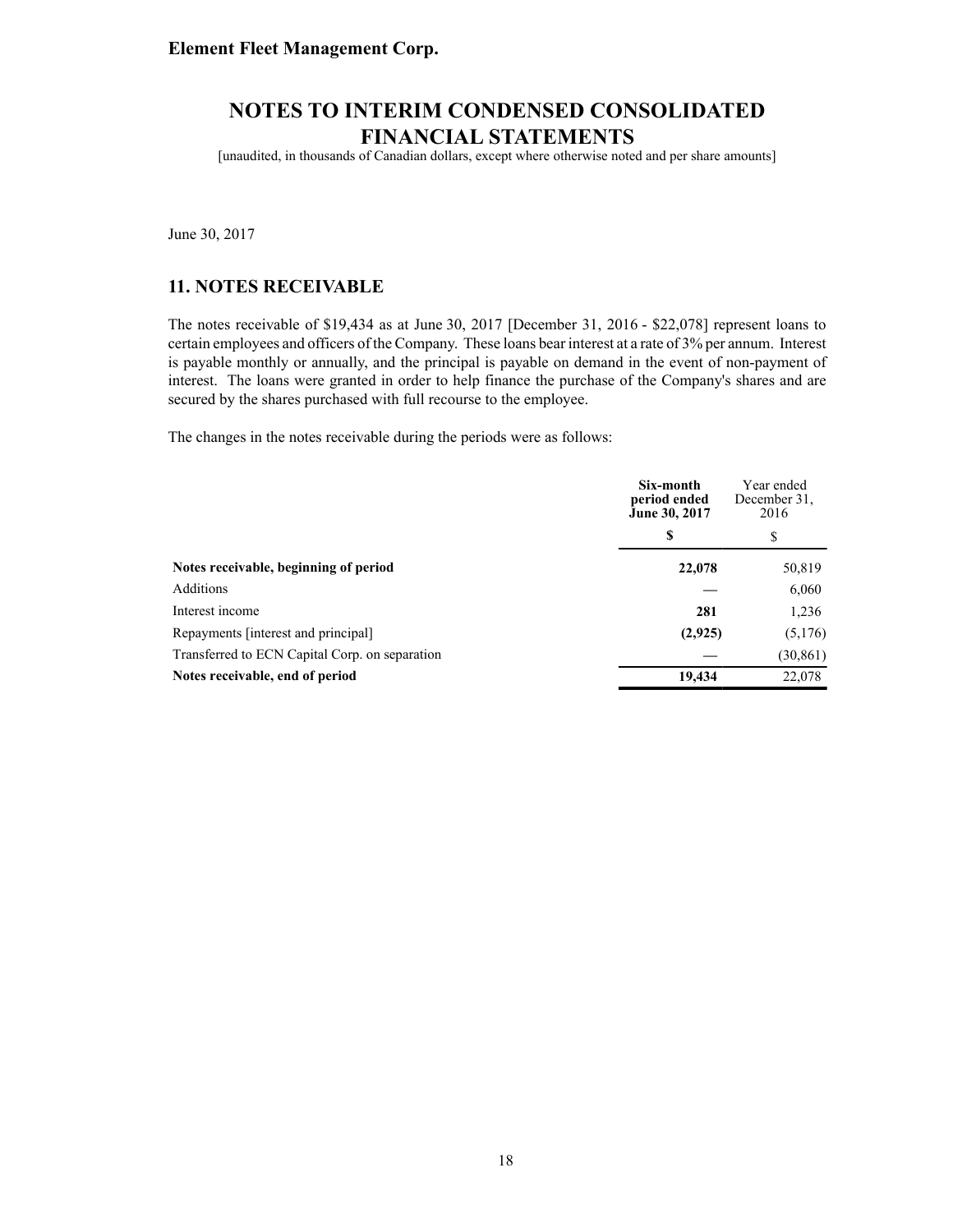**Element Fleet Management Corp.**

# NOTES TO INTERIM CONDENSED CONSOLIDATED FINANCIAL STATEMENTS

[unaudited, in thousands of Canadian dollars, except where otherwise noted and per share amounts]

June 30, 2017

## 11. NOTES RECEIVABLE

The notes receivable of $19,434 as at June 30, 2017 [December 31, 2016 - $22,078] represent loans to certain employees and officers of the Company. These loans bear interest at a rate of 3% per annum. Interest is payable monthly or annually, and the principal is payable on demand in the event of non-payment of interest. The loans were granted in order to help finance the purchase of the Company's shares and are secured by the shares purchased with full recourse to the employee.

The changes in the notes receivable during the periods were as follows:

| | **Six-month period ended June 30, 2017** | Year ended December 31, 2016 |
|---|---|---|
| | **$** | $ |
| **Notes receivable, beginning of period** | **22,078** | 50,819 |
| Additions | **—** | 6,060 |
| Interest income | **281** | 1,236 |
| Repayments [interest and principal] | **(2,925)** | (5,176) |
| Transferred to ECN Capital Corp. on separation | **—** | (30,861) |
| **Notes receivable, end of period** | **19,434** | 22,078 |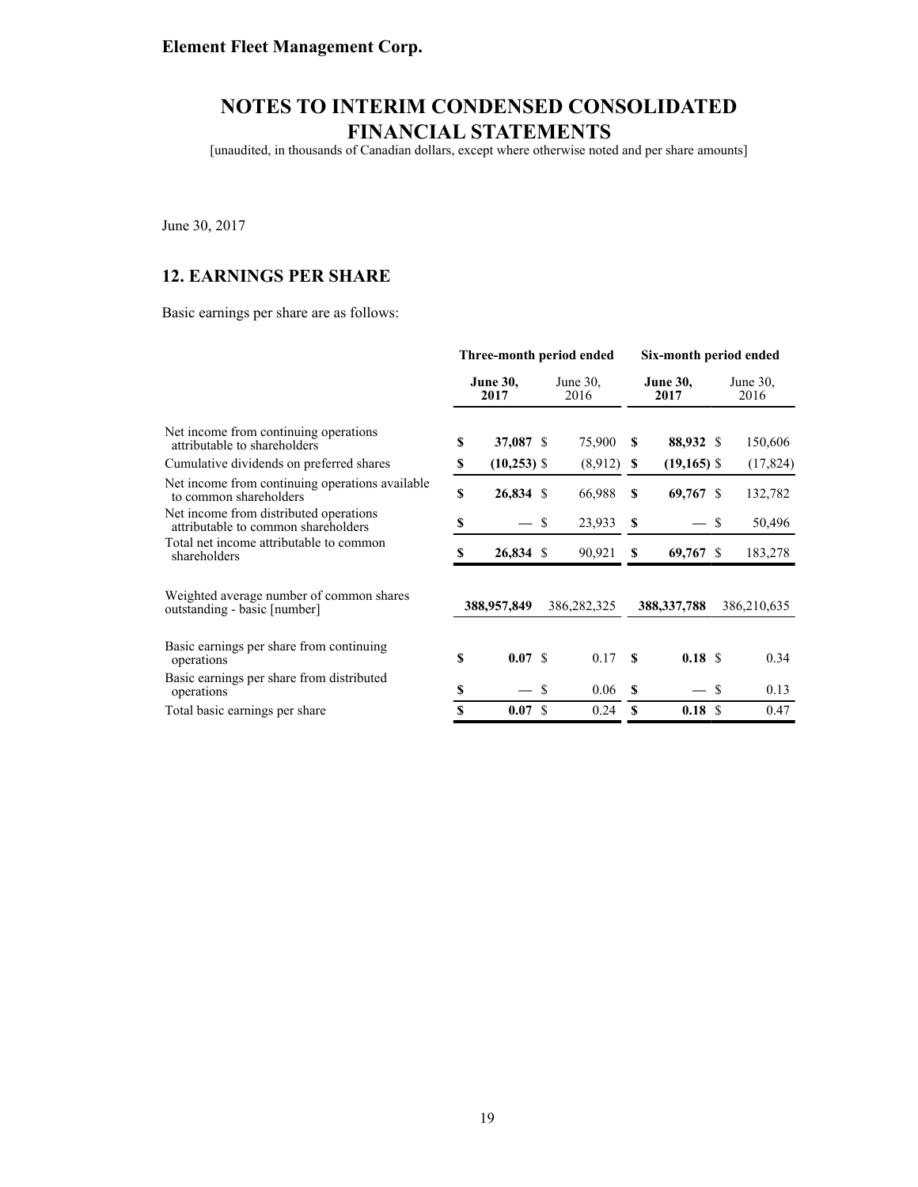Element Fleet Management Corp.

# NOTES TO INTERIM CONDENSED CONSOLIDATED FINANCIAL STATEMENTS

[unaudited, in thousands of Canadian dollars, except where otherwise noted and per share amounts]

June 30, 2017

## 12. EARNINGS PER SHARE

Basic earnings per share are as follows:

| | Three-month period ended | | Six-month period ended | |
|---|---|---|---|---|
| | **June 30, 2017** | June 30, 2016 | **June 30, 2017** | June 30, 2016 |
| Net income from continuing operations attributable to shareholders | **$ 37,087** | $ 75,900 | **$ 88,932** | $ 150,606 |
| Cumulative dividends on preferred shares | **$ (10,253)** | $ (8,912) | **$ (19,165)** | $ (17,824) |
| Net income from continuing operations available to common shareholders | **$ 26,834** | $ 66,988 | **$ 69,767** | $ 132,782 |
| Net income from distributed operations attributable to common shareholders | **$ —** | $ 23,933 | **$ —** | $ 50,496 |
| Total net income attributable to common shareholders | **$ 26,834** | $ 90,921 | **$ 69,767** | $ 183,278 |
| | | | | |
| Weighted average number of common shares outstanding - basic [number] | **388,957,849** | 386,282,325 | **388,337,788** | 386,210,635 |
| | | | | |
| Basic earnings per share from continuing operations | **$ 0.07** | $ 0.17 | **$ 0.18** | $ 0.34 |
| Basic earnings per share from distributed operations | **$ —** | $ 0.06 | **$ —** | $ 0.13 |
| Total basic earnings per share | **$ 0.07** | $ 0.24 | **$ 0.18** | $ 0.47 |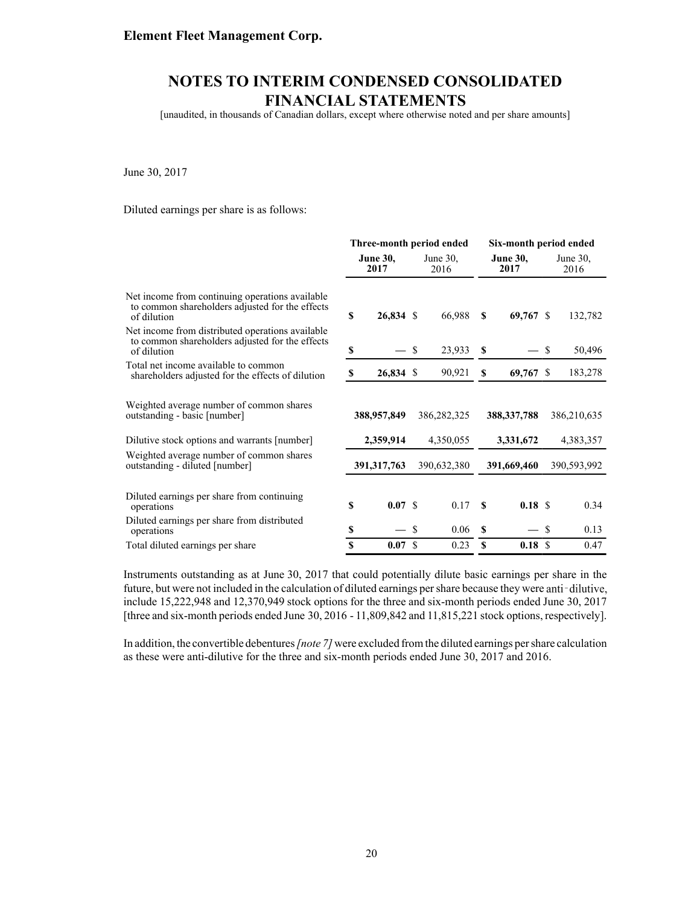June 30, 2017

Diluted earnings per share is as follows:

| | Three-month period ended | | Six-month period ended | |
|---|---|---|---|---|
| | **June 30, 2017** | June 30, 2016 | **June 30, 2017** | June 30, 2016 |
| Net income from continuing operations available to common shareholders adjusted for the effects of dilution | **$ 26,834** | $ 66,988 | **$ 69,767** | $ 132,782 |
| Net income from distributed operations available to common shareholders adjusted for the effects of dilution | **$ —** | $ 23,933 | **$ —** | $ 50,496 |
| Total net income available to common shareholders adjusted for the effects of dilution | **$ 26,834** | $ 90,921 | **$ 69,767** | $ 183,278 |
| Weighted average number of common shares outstanding - basic [number] | **388,957,849** | 386,282,325 | **388,337,788** | 386,210,635 |
| Dilutive stock options and warrants [number] | **2,359,914** | 4,350,055 | **3,331,672** | 4,383,357 |
| Weighted average number of common shares outstanding - diluted [number] | **391,317,763** | 390,632,380 | **391,669,460** | 390,593,992 |
| Diluted earnings per share from continuing operations | **$ 0.07** | $ 0.17 | **$ 0.18** | $ 0.34 |
| Diluted earnings per share from distributed operations | **$ —** | $ 0.06 | **$ —** | $ 0.13 |
| Total diluted earnings per share | **$ 0.07** | $ 0.23 | **$ 0.18** | $ 0.47 |

Instruments outstanding as at June 30, 2017 that could potentially dilute basic earnings per share in the future, but were not included in the calculation of diluted earnings per share because they were anti-dilutive, include 15,222,948 and 12,370,949 stock options for the three and six-month periods ended June 30, 2017 [three and six-month periods ended June 30, 2016 - 11,809,842 and 11,815,221 stock options, respectively].

In addition, the convertible debentures *[note 7]* were excluded from the diluted earnings per share calculation as these were anti-dilutive for the three and six-month periods ended June 30, 2017 and 2016.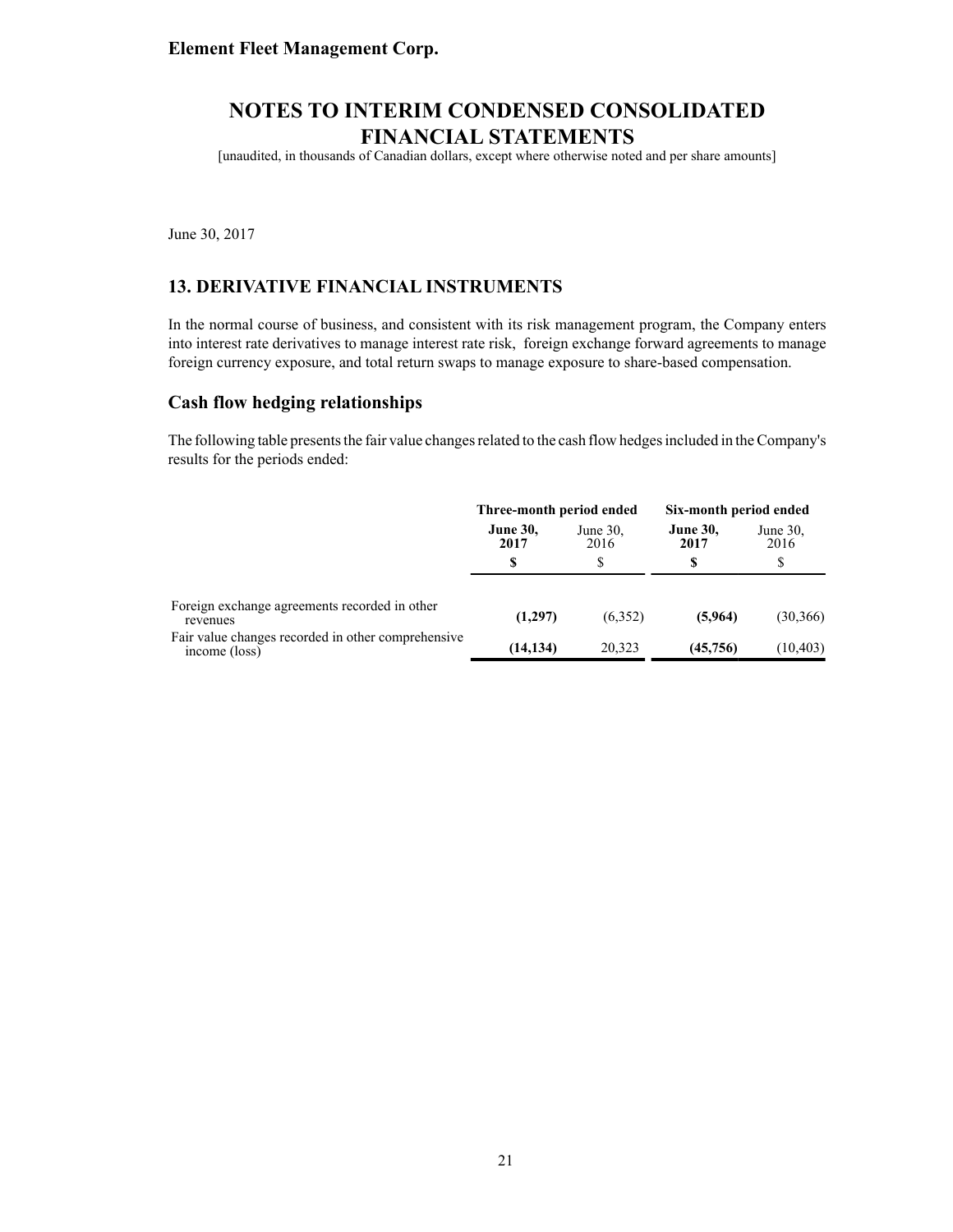**Element Fleet Management Corp.**

# NOTES TO INTERIM CONDENSED CONSOLIDATED FINANCIAL STATEMENTS

[unaudited, in thousands of Canadian dollars, except where otherwise noted and per share amounts]

June 30, 2017

## 13. DERIVATIVE FINANCIAL INSTRUMENTS

In the normal course of business, and consistent with its risk management program, the Company enters into interest rate derivatives to manage interest rate risk, foreign exchange forward agreements to manage foreign currency exposure, and total return swaps to manage exposure to share-based compensation.

## Cash flow hedging relationships

The following table presents the fair value changes related to the cash flow hedges included in the Company's results for the periods ended:

| | Three-month period ended | | Six-month period ended | |
|---|---|---|---|---|
| | **June 30, 2017** | June 30, 2016 | **June 30, 2017** | June 30, 2016 |
| | **$** | $ | **$** | $ |
| Foreign exchange agreements recorded in other revenues | **(1,297)** | (6,352) | **(5,964)** | (30,366) |
| Fair value changes recorded in other comprehensive income (loss) | **(14,134)** | 20,323 | **(45,756)** | (10,403) |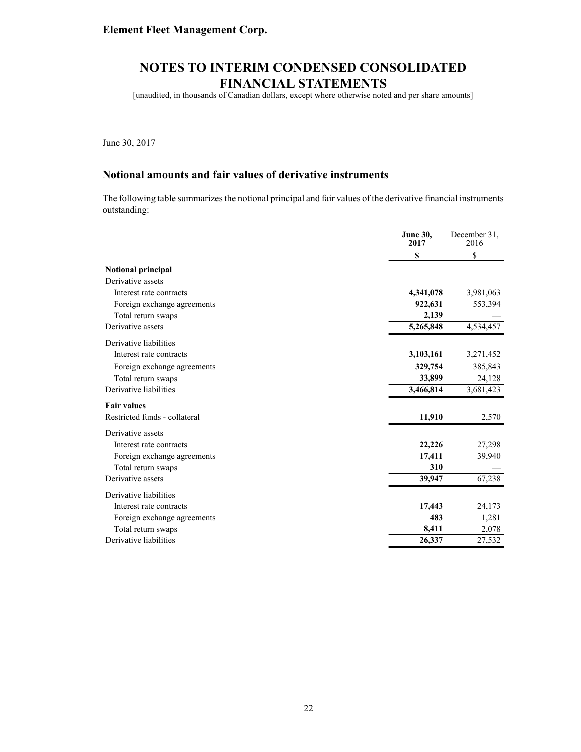**Element Fleet Management Corp.**

# NOTES TO INTERIM CONDENSED CONSOLIDATED FINANCIAL STATEMENTS

[unaudited, in thousands of Canadian dollars, except where otherwise noted and per share amounts]

June 30, 2017

## Notional amounts and fair values of derivative instruments

The following table summarizes the notional principal and fair values of the derivative financial instruments outstanding:

| | **June 30, 2017** | December 31, 2016 |
|---|---|---|
| | **$** | $ |
| **Notional principal** | | |
| Derivative assets | | |
| Interest rate contracts | **4,341,078** | 3,981,063 |
| Foreign exchange agreements | **922,631** | 553,394 |
| Total return swaps | **2,139** | — |
| Derivative assets | **5,265,848** | 4,534,457 |
| Derivative liabilities | | |
| Interest rate contracts | **3,103,161** | 3,271,452 |
| Foreign exchange agreements | **329,754** | 385,843 |
| Total return swaps | **33,899** | 24,128 |
| Derivative liabilities | **3,466,814** | 3,681,423 |
| **Fair values** | | |
| Restricted funds - collateral | **11,910** | 2,570 |
| Derivative assets | | |
| Interest rate contracts | **22,226** | 27,298 |
| Foreign exchange agreements | **17,411** | 39,940 |
| Total return swaps | **310** | — |
| Derivative assets | **39,947** | 67,238 |
| Derivative liabilities | | |
| Interest rate contracts | **17,443** | 24,173 |
| Foreign exchange agreements | **483** | 1,281 |
| Total return swaps | **8,411** | 2,078 |
| Derivative liabilities | **26,337** | 27,532 |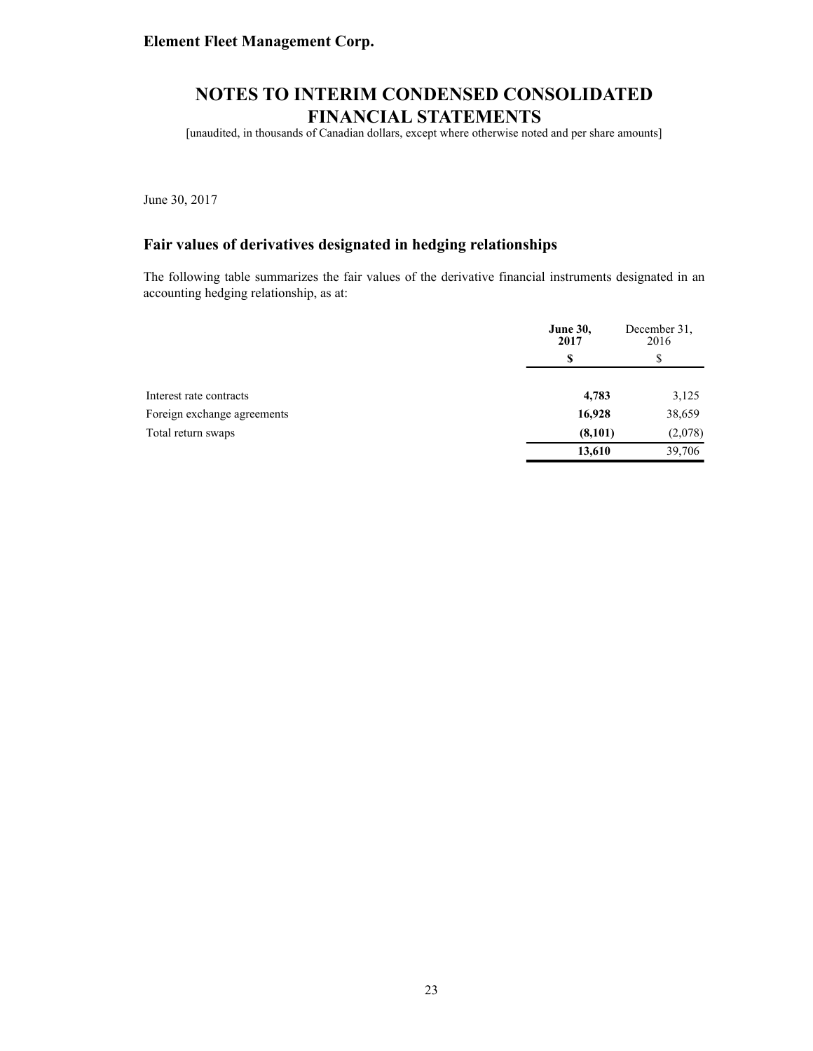June 30, 2017

## Fair values of derivatives designated in hedging relationships

The following table summarizes the fair values of the derivative financial instruments designated in an accounting hedging relationship, as at:

| | **June 30, 2017** | December 31, 2016 |
|---|---|---|
| | **$** | $ |
| Interest rate contracts | **4,783** | 3,125 |
| Foreign exchange agreements | **16,928** | 38,659 |
| Total return swaps | **(8,101)** | (2,078) |
| | **13,610** | 39,706 |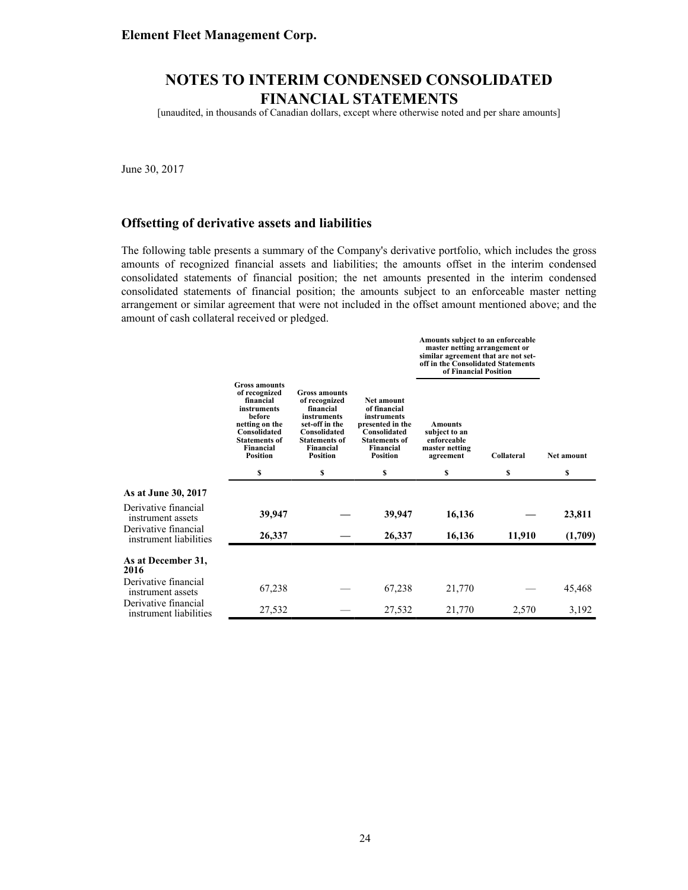# Element Fleet Management Corp.

## NOTES TO INTERIM CONDENSED CONSOLIDATED FINANCIAL STATEMENTS

[unaudited, in thousands of Canadian dollars, except where otherwise noted and per share amounts]

June 30, 2017

### Offsetting of derivative assets and liabilities

The following table presents a summary of the Company's derivative portfolio, which includes the gross amounts of recognized financial assets and liabilities; the amounts offset in the interim condensed consolidated statements of financial position; the net amounts presented in the interim condensed consolidated statements of financial position; the amounts subject to an enforceable master netting arrangement or similar agreement that were not included in the offset amount mentioned above; and the amount of cash collateral received or pledged.

| | | | | Amounts subject to an enforceable master netting arrangement or similar agreement that are not set-off in the Consolidated Statements of Financial Position | | |
|---|---|---|---|---|---|---|
| | Gross amounts of recognized financial instruments before netting on the Consolidated Statements of Financial Position | Gross amounts of recognized financial instruments set-off in the Consolidated Statements of Financial Position | Net amount of financial instruments presented in the Consolidated Statements of Financial Position | Amounts subject to an enforceable master netting agreement | Collateral | Net amount |
| | $ | $ | $ | $ | $ | $ |
| **As at June 30, 2017** | | | | | | |
| Derivative financial instrument assets | **39,947** | **—** | **39,947** | **16,136** | **—** | **23,811** |
| Derivative financial instrument liabilities | **26,337** | **—** | **26,337** | **16,136** | **11,910** | **(1,709)** |
| **As at December 31, 2016** | | | | | | |
| Derivative financial instrument assets | 67,238 | — | 67,238 | 21,770 | — | 45,468 |
| Derivative financial instrument liabilities | 27,532 | — | 27,532 | 21,770 | 2,570 | 3,192 |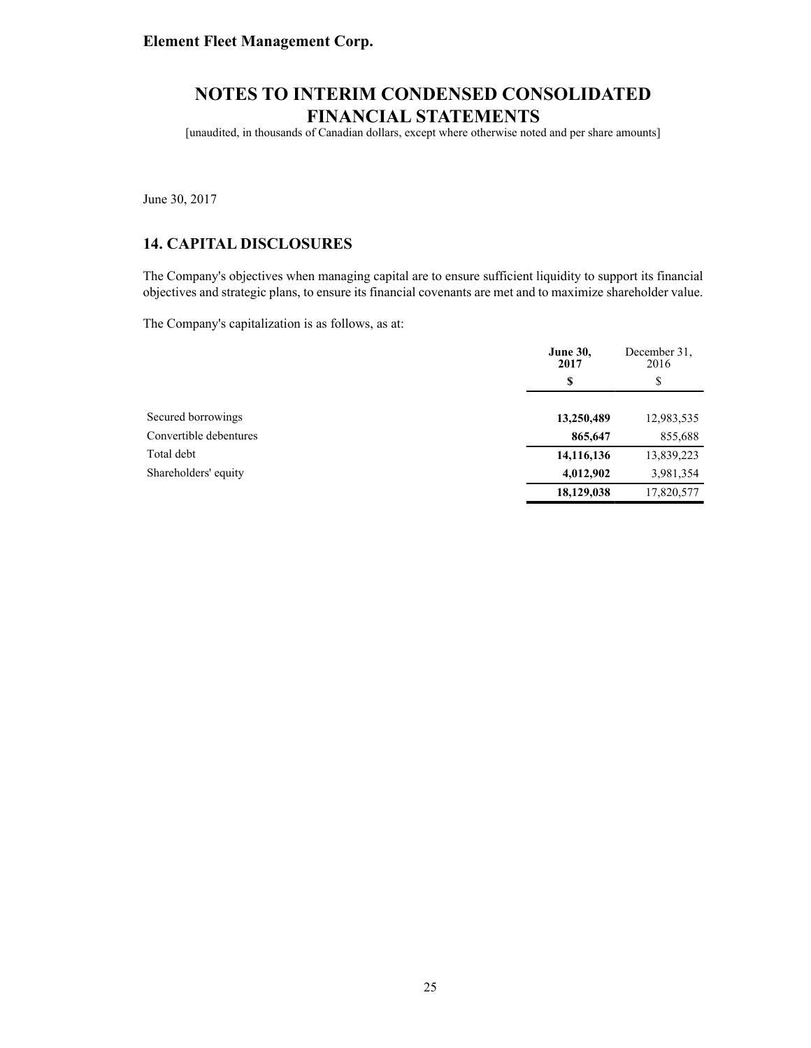**Element Fleet Management Corp.**

# NOTES TO INTERIM CONDENSED CONSOLIDATED FINANCIAL STATEMENTS

[unaudited, in thousands of Canadian dollars, except where otherwise noted and per share amounts]

June 30, 2017

## 14. CAPITAL DISCLOSURES

The Company's objectives when managing capital are to ensure sufficient liquidity to support its financial objectives and strategic plans, to ensure its financial covenants are met and to maximize shareholder value.

The Company's capitalization is as follows, as at:

| | **June 30, 2017** | December 31, 2016 |
|---|---|---|
| | **$** | $ |
| Secured borrowings | **13,250,489** | 12,983,535 |
| Convertible debentures | **865,647** | 855,688 |
| Total debt | **14,116,136** | 13,839,223 |
| Shareholders' equity | **4,012,902** | 3,981,354 |
| | **18,129,038** | 17,820,577 |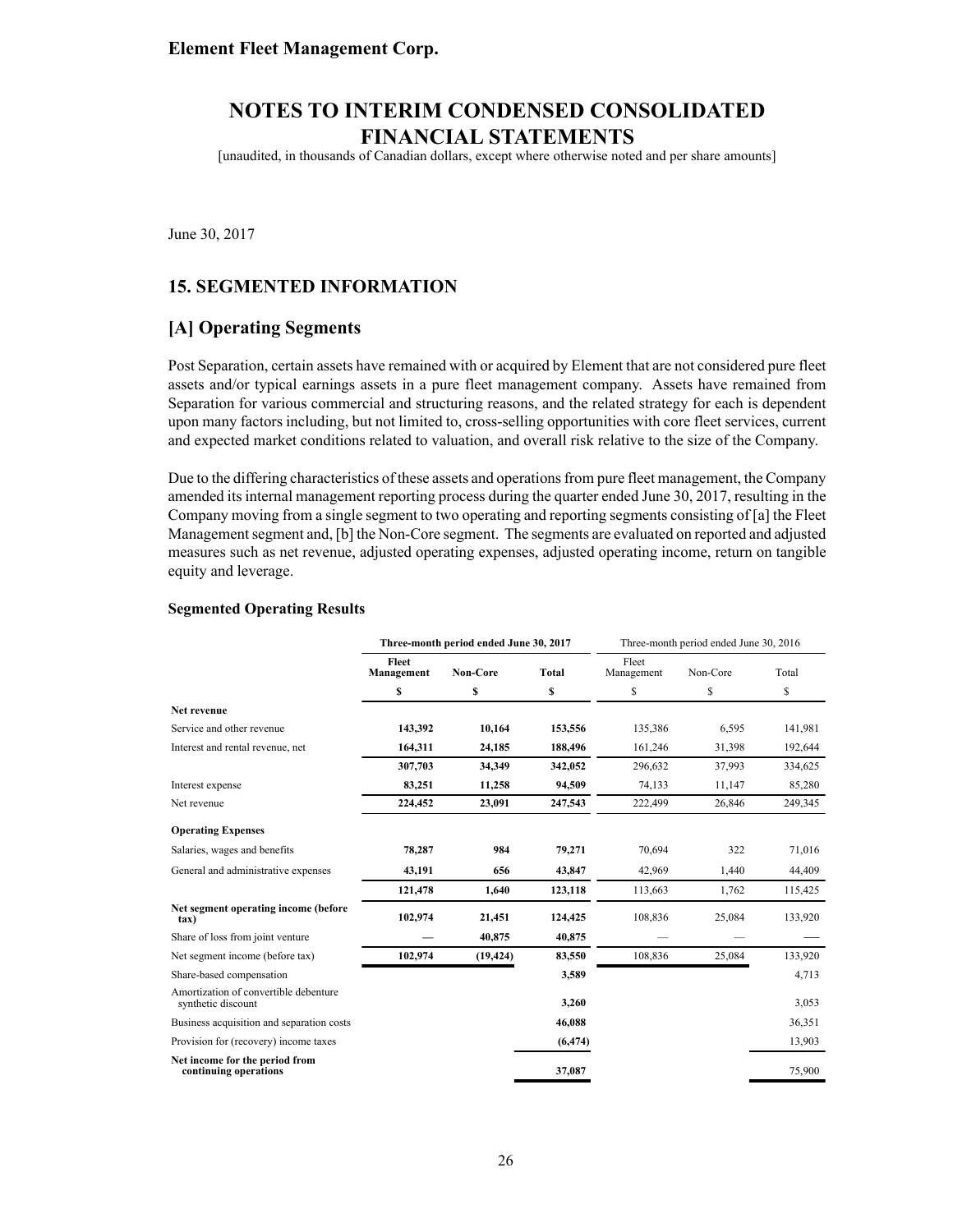# NOTES TO INTERIM CONDENSED CONSOLIDATED FINANCIAL STATEMENTS

[unaudited, in thousands of Canadian dollars, except where otherwise noted and per share amounts]

June 30, 2017

## 15. SEGMENTED INFORMATION

### [A] Operating Segments

Post Separation, certain assets have remained with or acquired by Element that are not considered pure fleet assets and/or typical earnings assets in a pure fleet management company. Assets have remained from Separation for various commercial and structuring reasons, and the related strategy for each is dependent upon many factors including, but not limited to, cross-selling opportunities with core fleet services, current and expected market conditions related to valuation, and overall risk relative to the size of the Company.

Due to the differing characteristics of these assets and operations from pure fleet management, the Company amended its internal management reporting process during the quarter ended June 30, 2017, resulting in the Company moving from a single segment to two operating and reporting segments consisting of [a] the Fleet Management segment and, [b] the Non-Core segment. The segments are evaluated on reported and adjusted measures such as net revenue, adjusted operating expenses, adjusted operating income, return on tangible equity and leverage.

**Segmented Operating Results**

| | **Three-month period ended June 30, 2017** | | | Three-month period ended June 30, 2016 | | |
|---|---|---|---|---|---|---|
| | **Fleet Management** | **Non-Core** | **Total** | Fleet Management | Non-Core | Total |
| | **$** | **$** | **$** | $ | $ | $ |
| **Net revenue** | | | | | | |
| Service and other revenue | **143,392** | **10,164** | **153,556** | 135,386 | 6,595 | 141,981 |
| Interest and rental revenue, net | **164,311** | **24,185** | **188,496** | 161,246 | 31,398 | 192,644 |
| | **307,703** | **34,349** | **342,052** | 296,632 | 37,993 | 334,625 |
| Interest expense | **83,251** | **11,258** | **94,509** | 74,133 | 11,147 | 85,280 |
| Net revenue | **224,452** | **23,091** | **247,543** | 222,499 | 26,846 | 249,345 |
| **Operating Expenses** | | | | | | |
| Salaries, wages and benefits | **78,287** | **984** | **79,271** | 70,694 | 322 | 71,016 |
| General and administrative expenses | **43,191** | **656** | **43,847** | 42,969 | 1,440 | 44,409 |
| | **121,478** | **1,640** | **123,118** | 113,663 | 1,762 | 115,425 |
| **Net segment operating income (before tax)** | **102,974** | **21,451** | **124,425** | 108,836 | 25,084 | 133,920 |
| Share of loss from joint venture | **—** | **40,875** | **40,875** | — | — | — |
| Net segment income (before tax) | **102,974** | **(19,424)** | **83,550** | 108,836 | 25,084 | 133,920 |
| Share-based compensation | | | **3,589** | | | 4,713 |
| Amortization of convertible debenture synthetic discount | | | **3,260** | | | 3,053 |
| Business acquisition and separation costs | | | **46,088** | | | 36,351 |
| Provision for (recovery) income taxes | | | **(6,474)** | | | 13,903 |
| **Net income for the period from continuing operations** | | | **37,087** | | | 75,900 |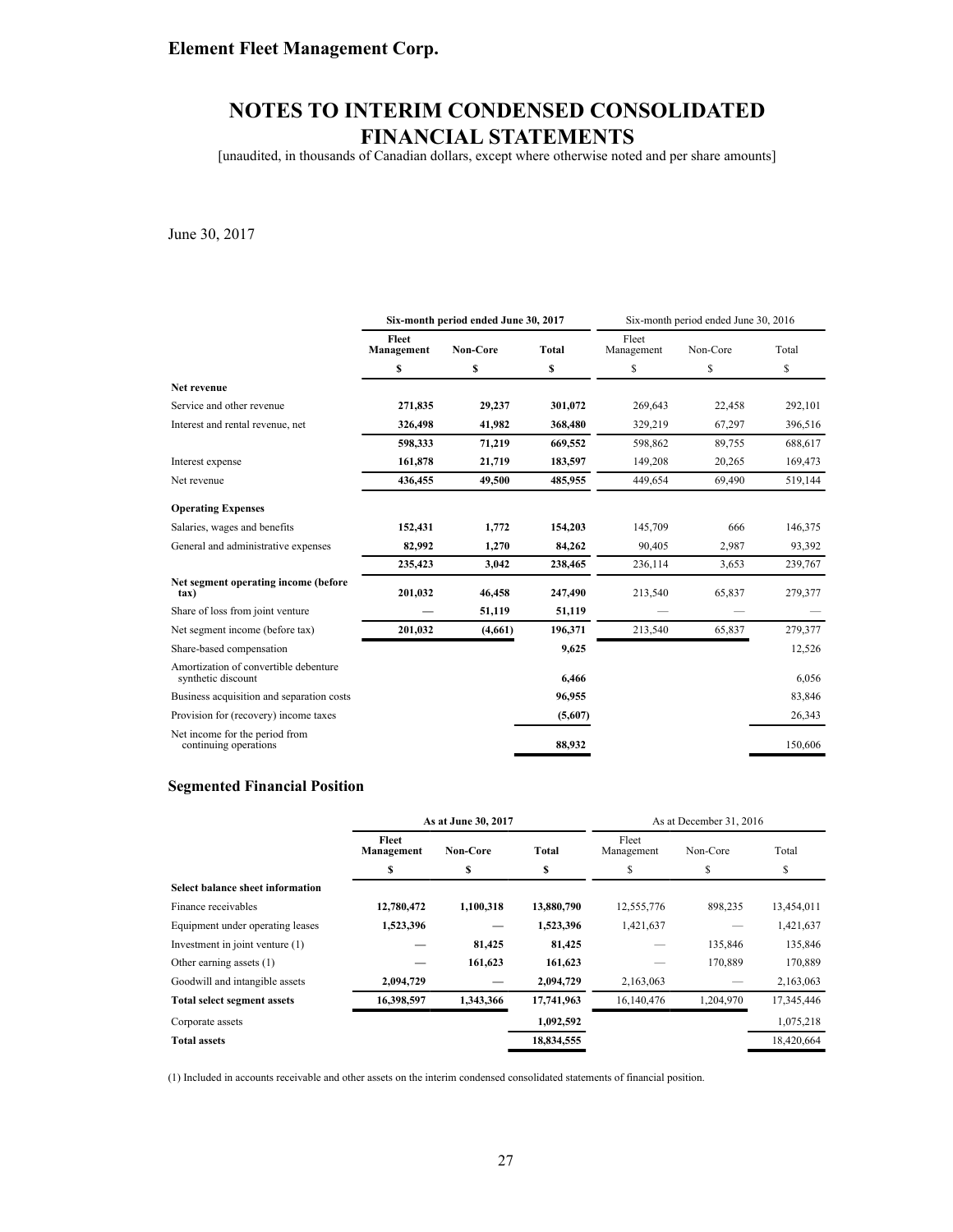# NOTES TO INTERIM CONDENSED CONSOLIDATED FINANCIAL STATEMENTS

[unaudited, in thousands of Canadian dollars, except where otherwise noted and per share amounts]

June 30, 2017

| | **Six-month period ended June 30, 2017** | | | Six-month period ended June 30, 2016 | | |
|---|---|---|---|---|---|---|
| | **Fleet Management** | **Non-Core** | **Total** | Fleet Management | Non-Core | Total |
| | **$** | **$** | **$** | $ | $ | $ |
| **Net revenue** | | | | | | |
| Service and other revenue | **271,835** | **29,237** | **301,072** | 269,643 | 22,458 | 292,101 |
| Interest and rental revenue, net | **326,498** | **41,982** | **368,480** | 329,219 | 67,297 | 396,516 |
| | **598,333** | **71,219** | **669,552** | 598,862 | 89,755 | 688,617 |
| Interest expense | **161,878** | **21,719** | **183,597** | 149,208 | 20,265 | 169,473 |
| Net revenue | **436,455** | **49,500** | **485,955** | 449,654 | 69,490 | 519,144 |
| **Operating Expenses** | | | | | | |
| Salaries, wages and benefits | **152,431** | **1,772** | **154,203** | 145,709 | 666 | 146,375 |
| General and administrative expenses | **82,992** | **1,270** | **84,262** | 90,405 | 2,987 | 93,392 |
| | **235,423** | **3,042** | **238,465** | 236,114 | 3,653 | 239,767 |
| **Net segment operating income (before tax)** | **201,032** | **46,458** | **247,490** | 213,540 | 65,837 | 279,377 |
| Share of loss from joint venture | **—** | **51,119** | **51,119** | — | — | — |
| Net segment income (before tax) | **201,032** | **(4,661)** | **196,371** | 213,540 | 65,837 | 279,377 |
| Share-based compensation | | | **9,625** | | | 12,526 |
| Amortization of convertible debenture synthetic discount | | | **6,466** | | | 6,056 |
| Business acquisition and separation costs | | | **96,955** | | | 83,846 |
| Provision for (recovery) income taxes | | | **(5,607)** | | | 26,343 |
| Net income for the period from continuing operations | | | **88,932** | | | 150,606 |

### Segmented Financial Position

| | **As at June 30, 2017** | | | As at December 31, 2016 | | |
|---|---|---|---|---|---|---|
| | **Fleet Management** | **Non-Core** | **Total** | Fleet Management | Non-Core | Total |
| | **$** | **$** | **$** | $ | $ | $ |
| **Select balance sheet information** | | | | | | |
| Finance receivables | **12,780,472** | **1,100,318** | **13,880,790** | 12,555,776 | 898,235 | 13,454,011 |
| Equipment under operating leases | **1,523,396** | **—** | **1,523,396** | 1,421,637 | — | 1,421,637 |
| Investment in joint venture (1) | **—** | **81,425** | **81,425** | — | 135,846 | 135,846 |
| Other earning assets (1) | **—** | **161,623** | **161,623** | — | 170,889 | 170,889 |
| Goodwill and intangible assets | **2,094,729** | **—** | **2,094,729** | 2,163,063 | — | 2,163,063 |
| **Total select segment assets** | **16,398,597** | **1,343,366** | **17,741,963** | 16,140,476 | 1,204,970 | 17,345,446 |
| Corporate assets | | | **1,092,592** | | | 1,075,218 |
| **Total assets** | | | **18,834,555** | | | 18,420,664 |

(1) Included in accounts receivable and other assets on the interim condensed consolidated statements of financial position.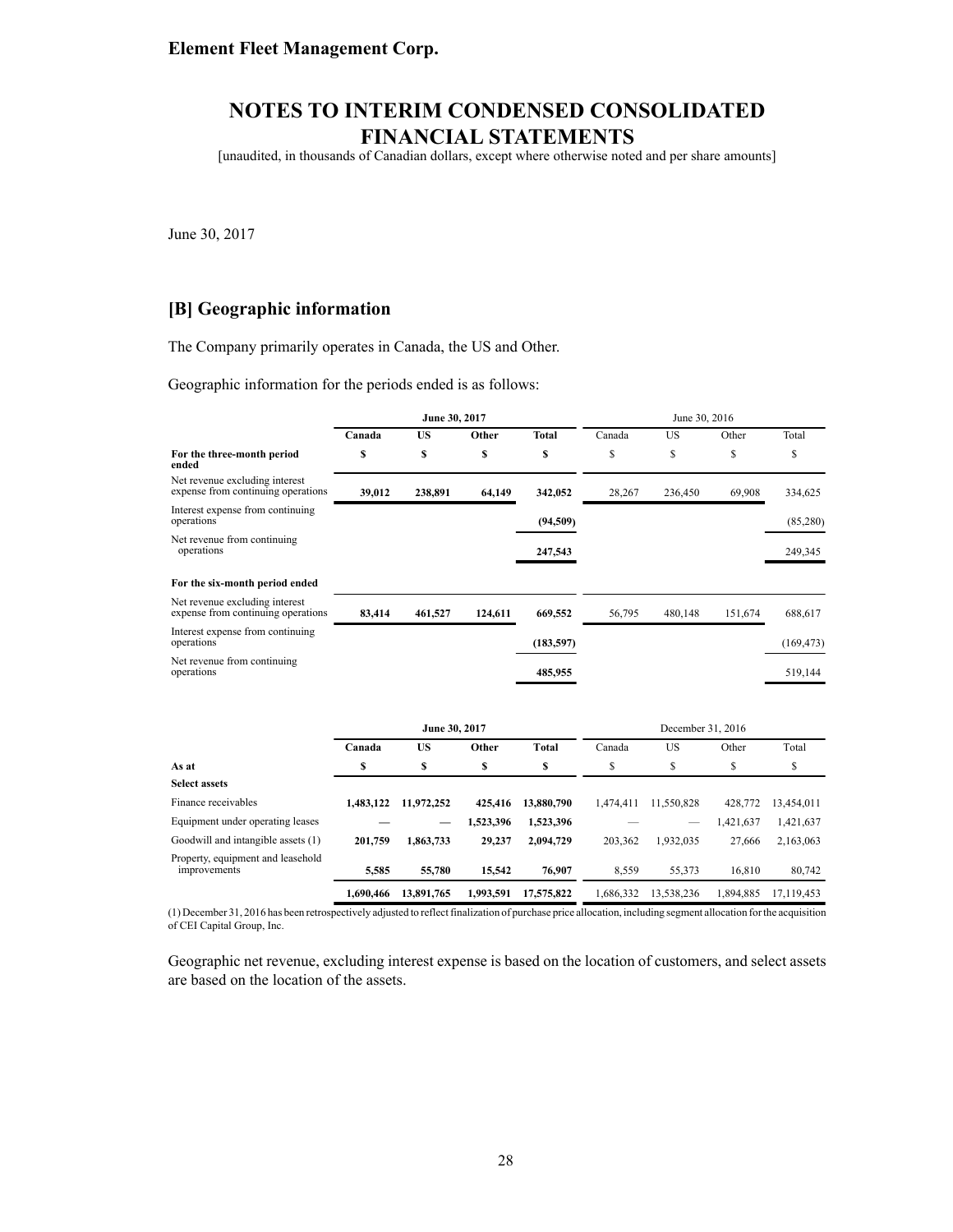Element Fleet Management Corp.

# NOTES TO INTERIM CONDENSED CONSOLIDATED FINANCIAL STATEMENTS

[unaudited, in thousands of Canadian dollars, except where otherwise noted and per share amounts]

June 30, 2017

## [B] Geographic information

The Company primarily operates in Canada, the US and Other.

Geographic information for the periods ended is as follows:

| | **June 30, 2017** | | | | June 30, 2016 | | | |
|---|---|---|---|---|---|---|---|---|
| | **Canada** | **US** | **Other** | **Total** | Canada | US | Other | Total |
| **For the three-month period ended** | **$** | **$** | **$** | **$** | $ | $ | $ | $ |
| Net revenue excluding interest expense from continuing operations | **39,012** | **238,891** | **64,149** | **342,052** | 28,267 | 236,450 | 69,908 | 334,625 |
| Interest expense from continuing operations | | | | **(94,509)** | | | | (85,280) |
| Net revenue from continuing operations | | | | **247,543** | | | | 249,345 |
| **For the six-month period ended** | | | | | | | | |
| Net revenue excluding interest expense from continuing operations | **83,414** | **461,527** | **124,611** | **669,552** | 56,795 | 480,148 | 151,674 | 688,617 |
| Interest expense from continuing operations | | | | **(183,597)** | | | | (169,473) |
| Net revenue from continuing operations | | | | **485,955** | | | | 519,144 |

| | **June 30, 2017** | | | | December 31, 2016 | | | |
|---|---|---|---|---|---|---|---|---|
| | **Canada** | **US** | **Other** | **Total** | Canada | US | Other | Total |
| **As at** | **$** | **$** | **$** | **$** | $ | $ | $ | $ |
| **Select assets** | | | | | | | | |
| Finance receivables | **1,483,122** | **11,972,252** | **425,416** | **13,880,790** | 1,474,411 | 11,550,828 | 428,772 | 13,454,011 |
| Equipment under operating leases | **—** | **—** | **1,523,396** | **1,523,396** | — | — | 1,421,637 | 1,421,637 |
| Goodwill and intangible assets (1) | **201,759** | **1,863,733** | **29,237** | **2,094,729** | 203,362 | 1,932,035 | 27,666 | 2,163,063 |
| Property, equipment and leasehold improvements | **5,585** | **55,780** | **15,542** | **76,907** | 8,559 | 55,373 | 16,810 | 80,742 |
| | **1,690,466** | **13,891,765** | **1,993,591** | **17,575,822** | 1,686,332 | 13,538,236 | 1,894,885 | 17,119,453 |

(1) December 31, 2016 has been retrospectively adjusted to reflect finalization of purchase price allocation, including segment allocation for the acquisition of CEI Capital Group, Inc.

Geographic net revenue, excluding interest expense is based on the location of customers, and select assets are based on the location of the assets.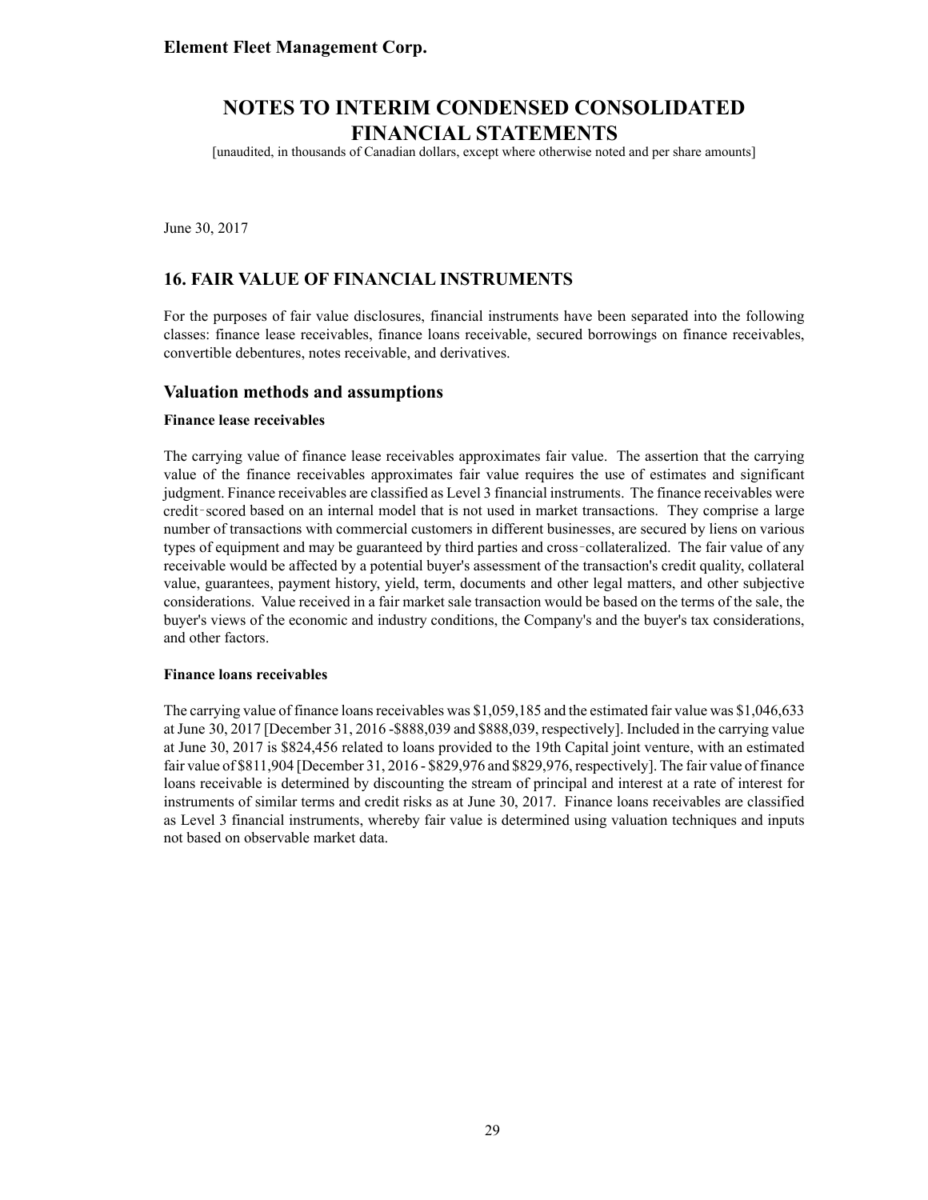**Element Fleet Management Corp.**

# NOTES TO INTERIM CONDENSED CONSOLIDATED FINANCIAL STATEMENTS

[unaudited, in thousands of Canadian dollars, except where otherwise noted and per share amounts]

June 30, 2017

## 16. FAIR VALUE OF FINANCIAL INSTRUMENTS

For the purposes of fair value disclosures, financial instruments have been separated into the following classes: finance lease receivables, finance loans receivable, secured borrowings on finance receivables, convertible debentures, notes receivable, and derivatives.

### Valuation methods and assumptions

**Finance lease receivables**

The carrying value of finance lease receivables approximates fair value. The assertion that the carrying value of the finance receivables approximates fair value requires the use of estimates and significant judgment. Finance receivables are classified as Level 3 financial instruments. The finance receivables were credit‑scored based on an internal model that is not used in market transactions. They comprise a large number of transactions with commercial customers in different businesses, are secured by liens on various types of equipment and may be guaranteed by third parties and cross‑collateralized. The fair value of any receivable would be affected by a potential buyer's assessment of the transaction's credit quality, collateral value, guarantees, payment history, yield, term, documents and other legal matters, and other subjective considerations. Value received in a fair market sale transaction would be based on the terms of the sale, the buyer's views of the economic and industry conditions, the Company's and the buyer's tax considerations, and other factors.

**Finance loans receivables**

The carrying value of finance loans receivables was $1,059,185 and the estimated fair value was $1,046,633 at June 30, 2017 [December 31, 2016 -$888,039 and $888,039, respectively]. Included in the carrying value at June 30, 2017 is $824,456 related to loans provided to the 19th Capital joint venture, with an estimated fair value of $811,904 [December 31, 2016 - $829,976 and $829,976, respectively]. The fair value of finance loans receivable is determined by discounting the stream of principal and interest at a rate of interest for instruments of similar terms and credit risks as at June 30, 2017. Finance loans receivables are classified as Level 3 financial instruments, whereby fair value is determined using valuation techniques and inputs not based on observable market data.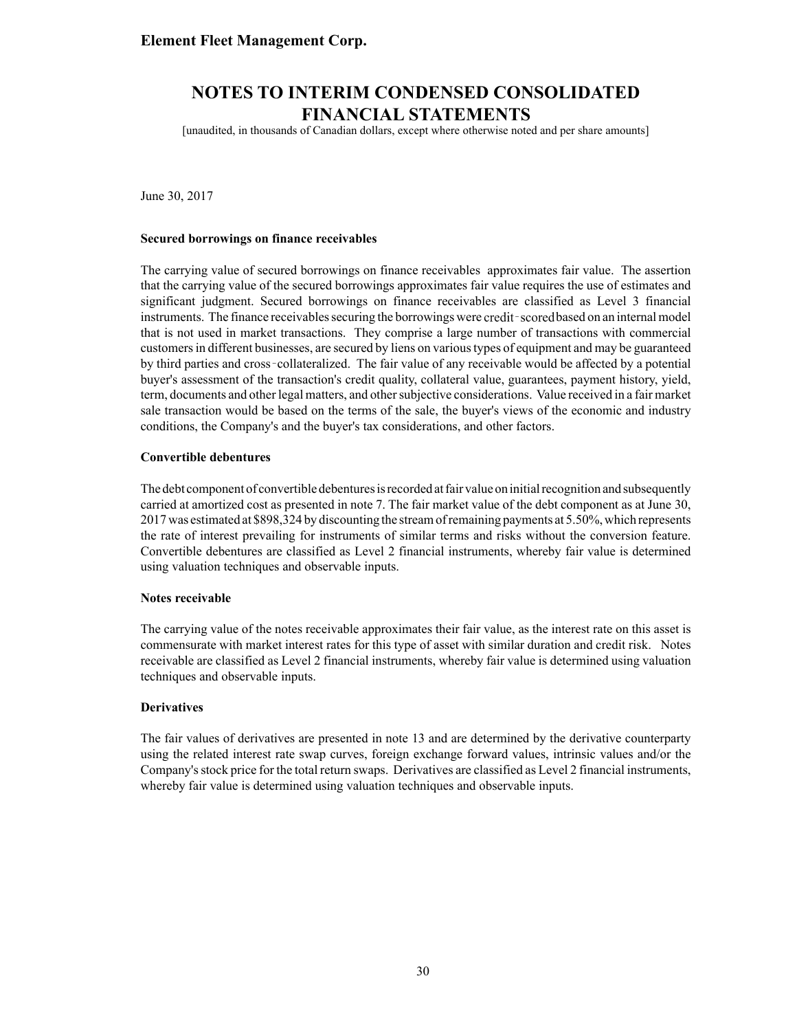June 30, 2017

**Secured borrowings on finance receivables**

The carrying value of secured borrowings on finance receivables approximates fair value. The assertion that the carrying value of the secured borrowings approximates fair value requires the use of estimates and significant judgment. Secured borrowings on finance receivables are classified as Level 3 financial instruments. The finance receivables securing the borrowings were credit-scored based on an internal model that is not used in market transactions. They comprise a large number of transactions with commercial customers in different businesses, are secured by liens on various types of equipment and may be guaranteed by third parties and cross-collateralized. The fair value of any receivable would be affected by a potential buyer's assessment of the transaction's credit quality, collateral value, guarantees, payment history, yield, term, documents and other legal matters, and other subjective considerations. Value received in a fair market sale transaction would be based on the terms of the sale, the buyer's views of the economic and industry conditions, the Company's and the buyer's tax considerations, and other factors.

**Convertible debentures**

The debt component of convertible debentures is recorded at fair value on initial recognition and subsequently carried at amortized cost as presented in note 7. The fair market value of the debt component as at June 30, 2017 was estimated at $898,324 by discounting the stream of remaining payments at 5.50%, which represents the rate of interest prevailing for instruments of similar terms and risks without the conversion feature. Convertible debentures are classified as Level 2 financial instruments, whereby fair value is determined using valuation techniques and observable inputs.

**Notes receivable**

The carrying value of the notes receivable approximates their fair value, as the interest rate on this asset is commensurate with market interest rates for this type of asset with similar duration and credit risk. Notes receivable are classified as Level 2 financial instruments, whereby fair value is determined using valuation techniques and observable inputs.

**Derivatives**

The fair values of derivatives are presented in note 13 and are determined by the derivative counterparty using the related interest rate swap curves, foreign exchange forward values, intrinsic values and/or the Company's stock price for the total return swaps. Derivatives are classified as Level 2 financial instruments, whereby fair value is determined using valuation techniques and observable inputs.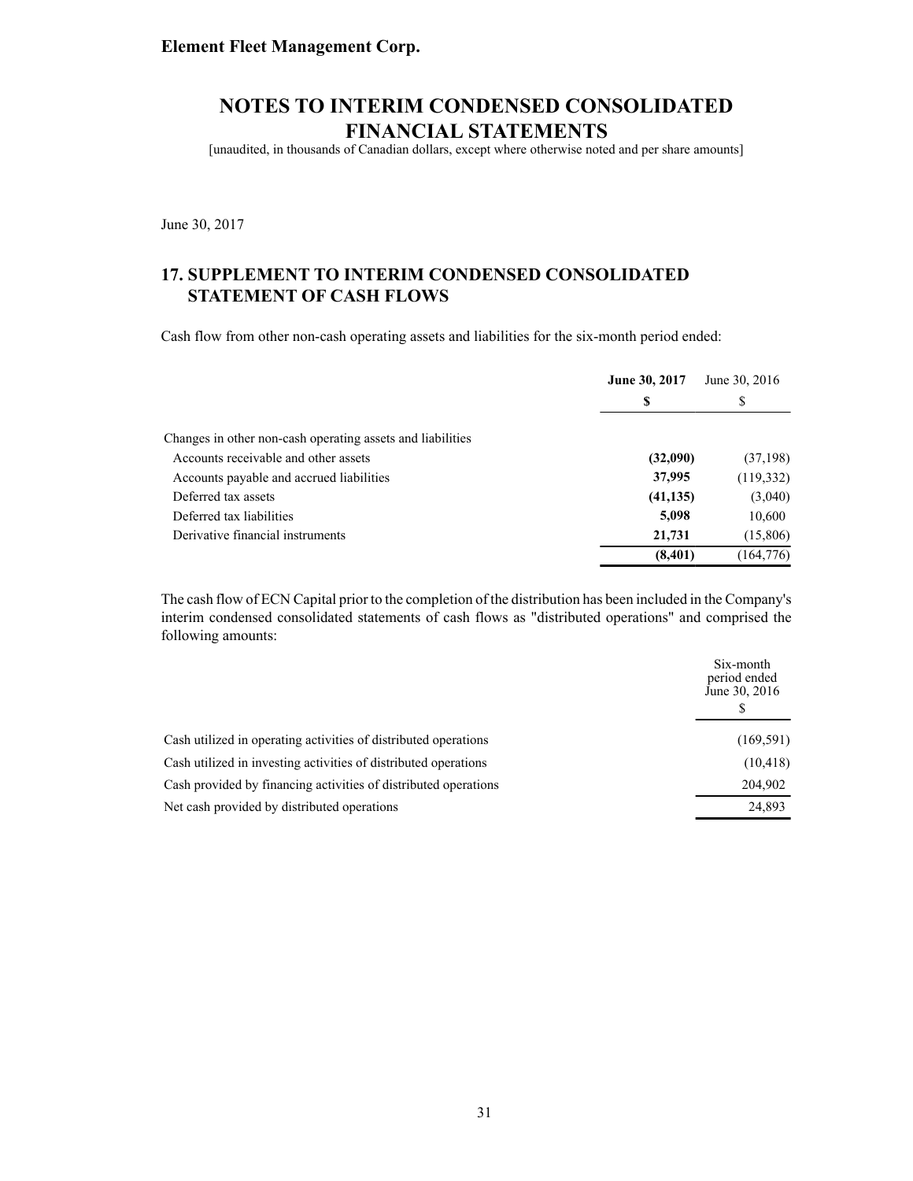**Element Fleet Management Corp.**

# NOTES TO INTERIM CONDENSED CONSOLIDATED FINANCIAL STATEMENTS

[unaudited, in thousands of Canadian dollars, except where otherwise noted and per share amounts]

June 30, 2017

## 17. SUPPLEMENT TO INTERIM CONDENSED CONSOLIDATED STATEMENT OF CASH FLOWS

Cash flow from other non-cash operating assets and liabilities for the six-month period ended:

| | **June 30, 2017** | June 30, 2016 |
|---|---|---|
| | **$** | $ |
| Changes in other non-cash operating assets and liabilities | | |
| Accounts receivable and other assets | **(32,090)** | (37,198) |
| Accounts payable and accrued liabilities | **37,995** | (119,332) |
| Deferred tax assets | **(41,135)** | (3,040) |
| Deferred tax liabilities | **5,098** | 10,600 |
| Derivative financial instruments | **21,731** | (15,806) |
| | **(8,401)** | (164,776) |

The cash flow of ECN Capital prior to the completion of the distribution has been included in the Company's interim condensed consolidated statements of cash flows as "distributed operations" and comprised the following amounts:

| | Six-month period ended June 30, 2016 |
|---|---|
| | $ |
| Cash utilized in operating activities of distributed operations | (169,591) |
| Cash utilized in investing activities of distributed operations | (10,418) |
| Cash provided by financing activities of distributed operations | 204,902 |
| Net cash provided by distributed operations | 24,893 |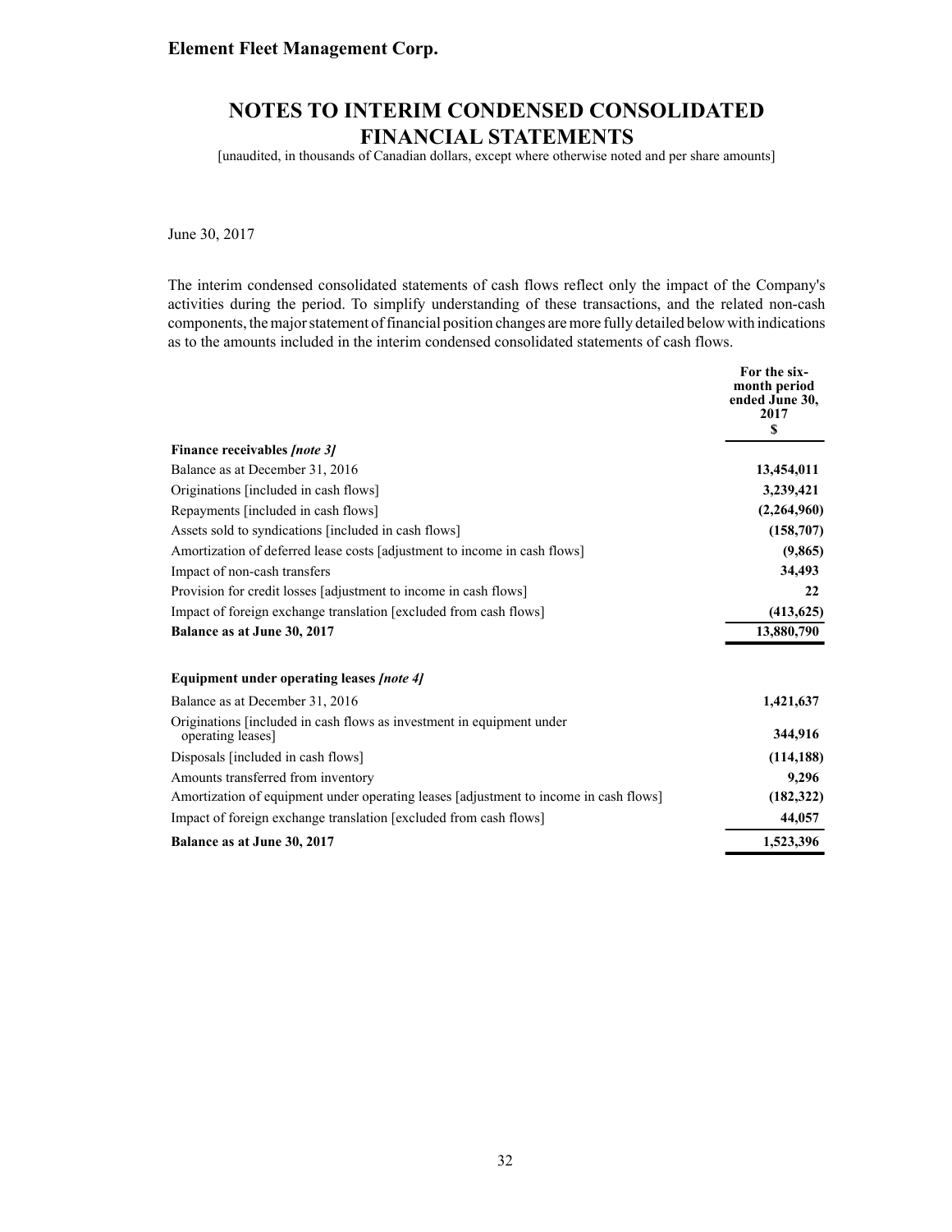**Element Fleet Management Corp.**

# NOTES TO INTERIM CONDENSED CONSOLIDATED FINANCIAL STATEMENTS

[unaudited, in thousands of Canadian dollars, except where otherwise noted and per share amounts]

June 30, 2017

The interim condensed consolidated statements of cash flows reflect only the impact of the Company's activities during the period. To simplify understanding of these transactions, and the related non-cash components, the major statement of financial position changes are more fully detailed below with indications as to the amounts included in the interim condensed consolidated statements of cash flows.

| | For the six-month period ended June 30, 2017 $ |
|---|---|
| **Finance receivables *[note 3]*** | |
| Balance as at December 31, 2016 | **13,454,011** |
| Originations [included in cash flows] | **3,239,421** |
| Repayments [included in cash flows] | **(2,264,960)** |
| Assets sold to syndications [included in cash flows] | **(158,707)** |
| Amortization of deferred lease costs [adjustment to income in cash flows] | **(9,865)** |
| Impact of non-cash transfers | **34,493** |
| Provision for credit losses [adjustment to income in cash flows] | **22** |
| Impact of foreign exchange translation [excluded from cash flows] | **(413,625)** |
| **Balance as at June 30, 2017** | **13,880,790** |
| | |
| **Equipment under operating leases *[note 4]*** | |
| Balance as at December 31, 2016 | **1,421,637** |
| Originations [included in cash flows as investment in equipment under operating leases] | **344,916** |
| Disposals [included in cash flows] | **(114,188)** |
| Amounts transferred from inventory | **9,296** |
| Amortization of equipment under operating leases [adjustment to income in cash flows] | **(182,322)** |
| Impact of foreign exchange translation [excluded from cash flows] | **44,057** |
| **Balance as at June 30, 2017** | **1,523,396** |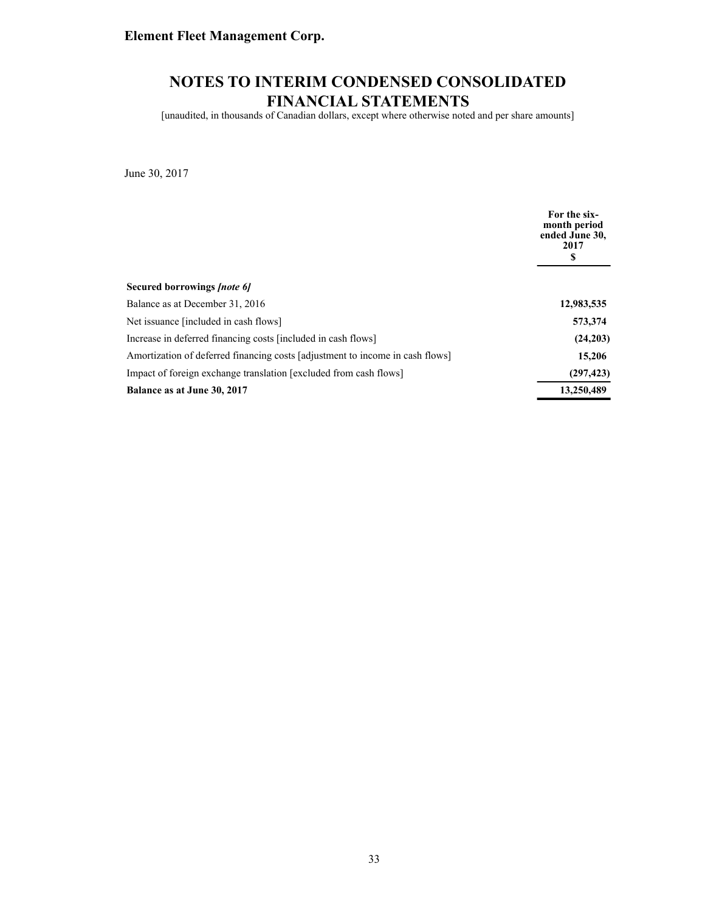**Element Fleet Management Corp.**

# NOTES TO INTERIM CONDENSED CONSOLIDATED FINANCIAL STATEMENTS

[unaudited, in thousands of Canadian dollars, except where otherwise noted and per share amounts]

June 30, 2017

| | For the six-month period ended June 30, 2017 $ |
|---|---|
| **Secured borrowings *[note 6]*** | |
| Balance as at December 31, 2016 | **12,983,535** |
| Net issuance [included in cash flows] | **573,374** |
| Increase in deferred financing costs [included in cash flows] | **(24,203)** |
| Amortization of deferred financing costs [adjustment to income in cash flows] | **15,206** |
| Impact of foreign exchange translation [excluded from cash flows] | **(297,423)** |
| **Balance as at June 30, 2017** | **13,250,489** |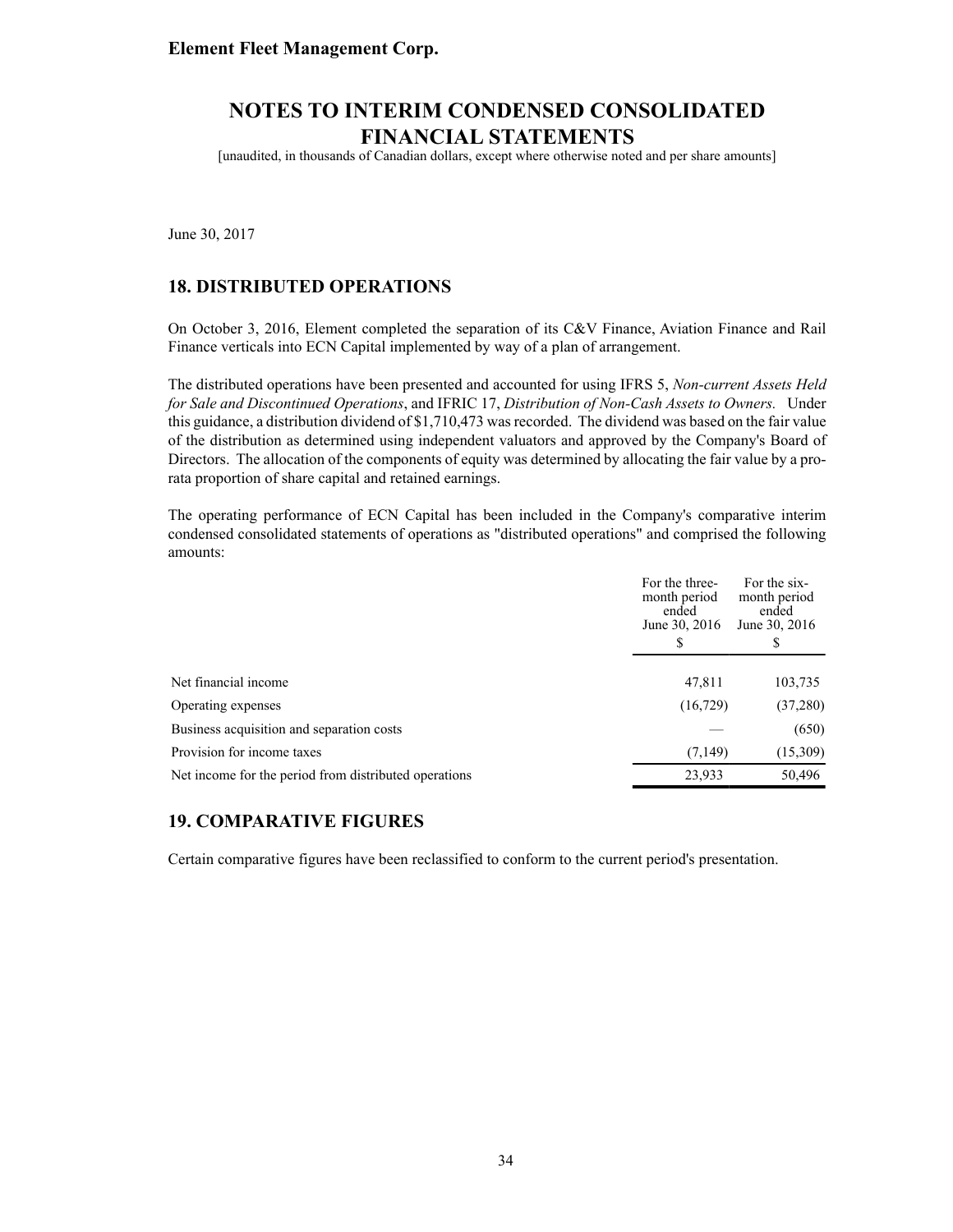**Element Fleet Management Corp.**

# NOTES TO INTERIM CONDENSED CONSOLIDATED FINANCIAL STATEMENTS

[unaudited, in thousands of Canadian dollars, except where otherwise noted and per share amounts]

June 30, 2017

## 18. DISTRIBUTED OPERATIONS

On October 3, 2016, Element completed the separation of its C&V Finance, Aviation Finance and Rail Finance verticals into ECN Capital implemented by way of a plan of arrangement.

The distributed operations have been presented and accounted for using IFRS 5, *Non-current Assets Held for Sale and Discontinued Operations*, and IFRIC 17, *Distribution of Non-Cash Assets to Owners.* Under this guidance, a distribution dividend of $1,710,473 was recorded. The dividend was based on the fair value of the distribution as determined using independent valuators and approved by the Company's Board of Directors. The allocation of the components of equity was determined by allocating the fair value by a pro-rata proportion of share capital and retained earnings.

The operating performance of ECN Capital has been included in the Company's comparative interim condensed consolidated statements of operations as "distributed operations" and comprised the following amounts:

| | For the three-month period ended June 30, 2016<br>$ | For the six-month period ended June 30, 2016<br>$ |
|---|---|---|
| Net financial income | 47,811 | 103,735 |
| Operating expenses | (16,729) | (37,280) |
| Business acquisition and separation costs | — | (650) |
| Provision for income taxes | (7,149) | (15,309) |
| Net income for the period from distributed operations | 23,933 | 50,496 |

## 19. COMPARATIVE FIGURES

Certain comparative figures have been reclassified to conform to the current period's presentation.